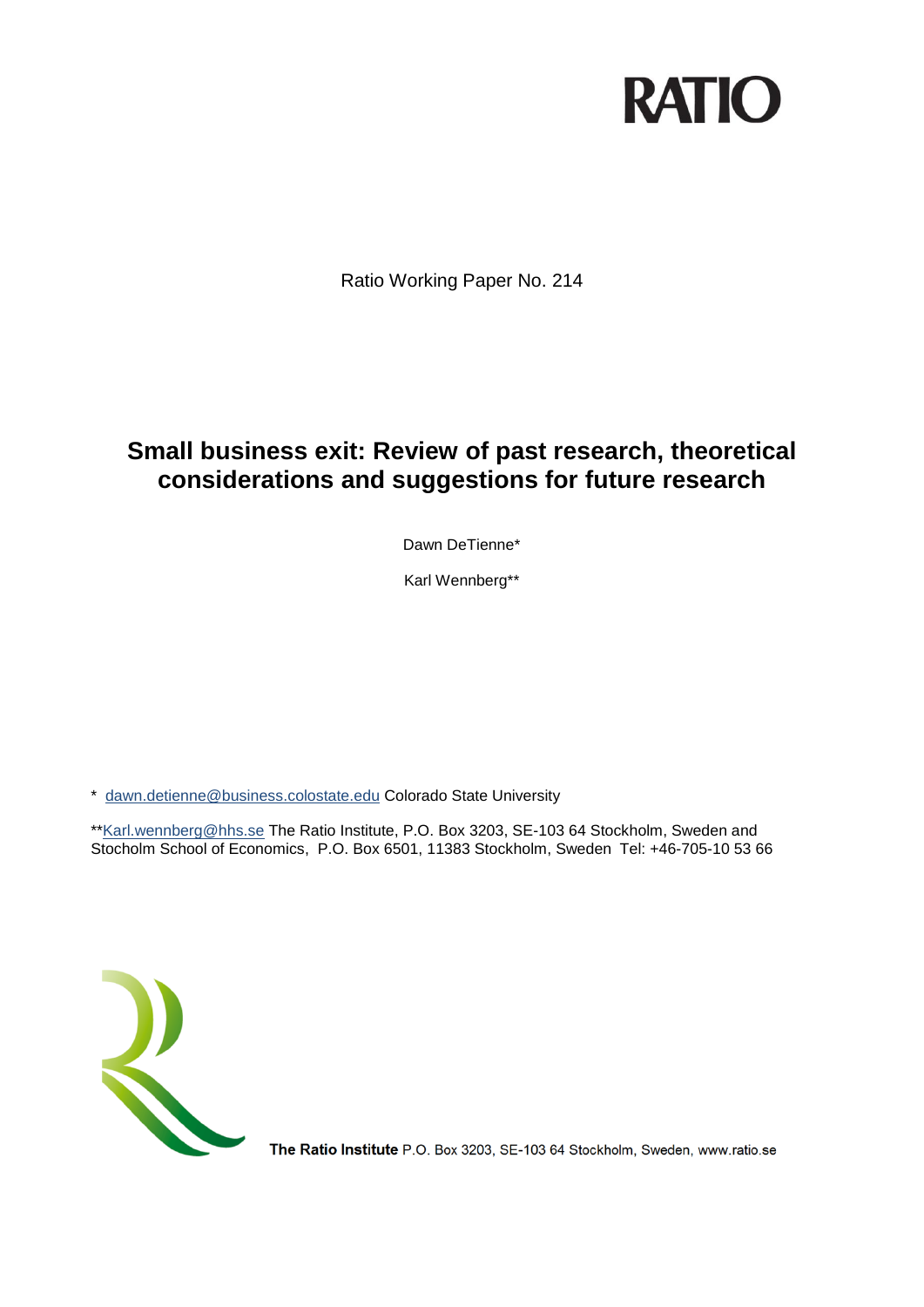RATIO

Ratio Working Paper No. 214

# Small business exit: Review of past research, theoretical considerations and suggestions for future research

Dawn DeTienne*

Karl Wennberg**

\* dawn.detienne@business.colostate.edu Colorado State University

**Karl.wennberg@hhs.se The Ratio Institute, P.O. Box 3203, SE-103 64 Stockholm, Sweden and Stocholm School of Economics, P.O. Box 6501, 11383 Stockholm, Sweden Tel: +46-705-10 53 66

**The Ratio Institute** P.O. Box 3203, SE-103 64 Stockholm, Sweden, www.ratio.se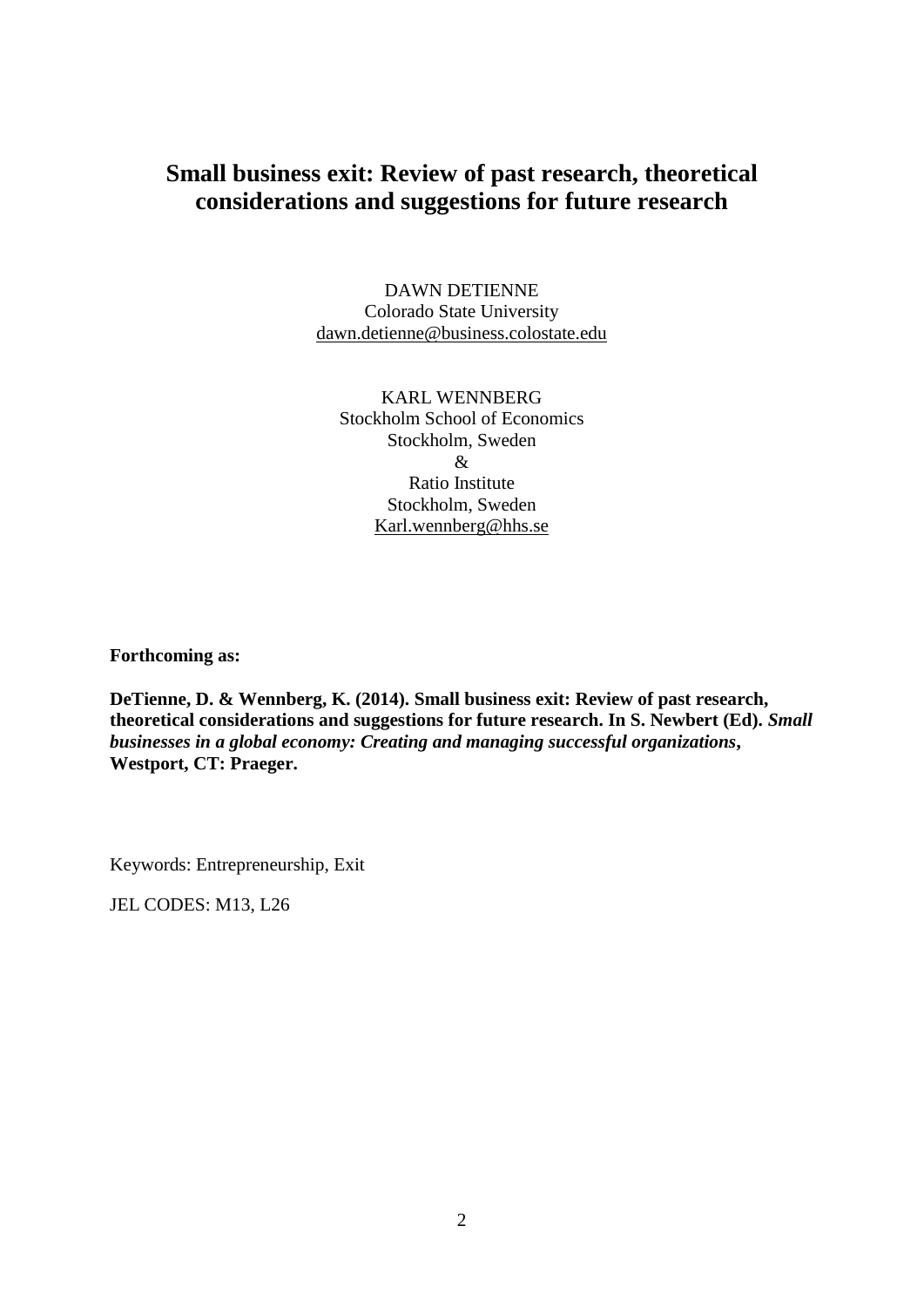# Small business exit: Review of past research, theoretical considerations and suggestions for future research

DAWN DETIENNE
Colorado State University
dawn.detienne@business.colostate.edu

KARL WENNBERG
Stockholm School of Economics
Stockholm, Sweden
&
Ratio Institute
Stockholm, Sweden
Karl.wennberg@hhs.se

**Forthcoming as:**

**DeTienne, D. & Wennberg, K. (2014). Small business exit: Review of past research, theoretical considerations and suggestions for future research. In S. Newbert (Ed).** ***Small businesses in a global economy: Creating and managing successful organizations*****, Westport, CT: Praeger.**

Keywords: Entrepreneurship, Exit

JEL CODES: M13, L26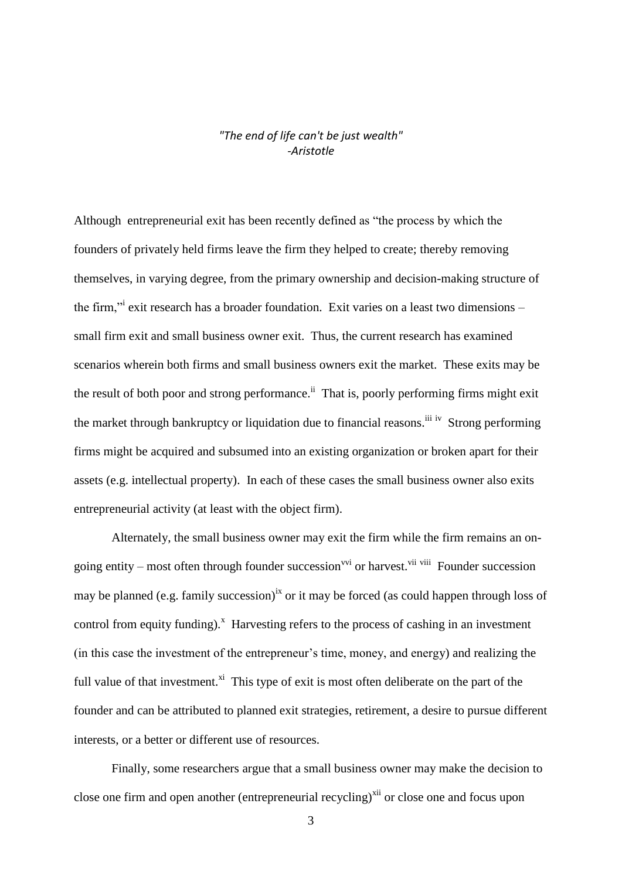*"The end of life can't be just wealth"*
*-Aristotle*

Although entrepreneurial exit has been recently defined as "the process by which the founders of privately held firms leave the firm they helped to create; thereby removing themselves, in varying degree, from the primary ownership and decision-making structure of the firm,"[i] exit research has a broader foundation. Exit varies on a least two dimensions – small firm exit and small business owner exit. Thus, the current research has examined scenarios wherein both firms and small business owners exit the market. These exits may be the result of both poor and strong performance.[ii] That is, poorly performing firms might exit the market through bankruptcy or liquidation due to financial reasons.[iii iv] Strong performing firms might be acquired and subsumed into an existing organization or broken apart for their assets (e.g. intellectual property). In each of these cases the small business owner also exits entrepreneurial activity (at least with the object firm).

Alternately, the small business owner may exit the firm while the firm remains an on-going entity – most often through founder succession[vvi] or harvest.[vii viii] Founder succession may be planned (e.g. family succession)[ix] or it may be forced (as could happen through loss of control from equity funding).[x] Harvesting refers to the process of cashing in an investment (in this case the investment of the entrepreneur's time, money, and energy) and realizing the full value of that investment.[xi] This type of exit is most often deliberate on the part of the founder and can be attributed to planned exit strategies, retirement, a desire to pursue different interests, or a better or different use of resources.

Finally, some researchers argue that a small business owner may make the decision to close one firm and open another (entrepreneurial recycling)[xii] or close one and focus upon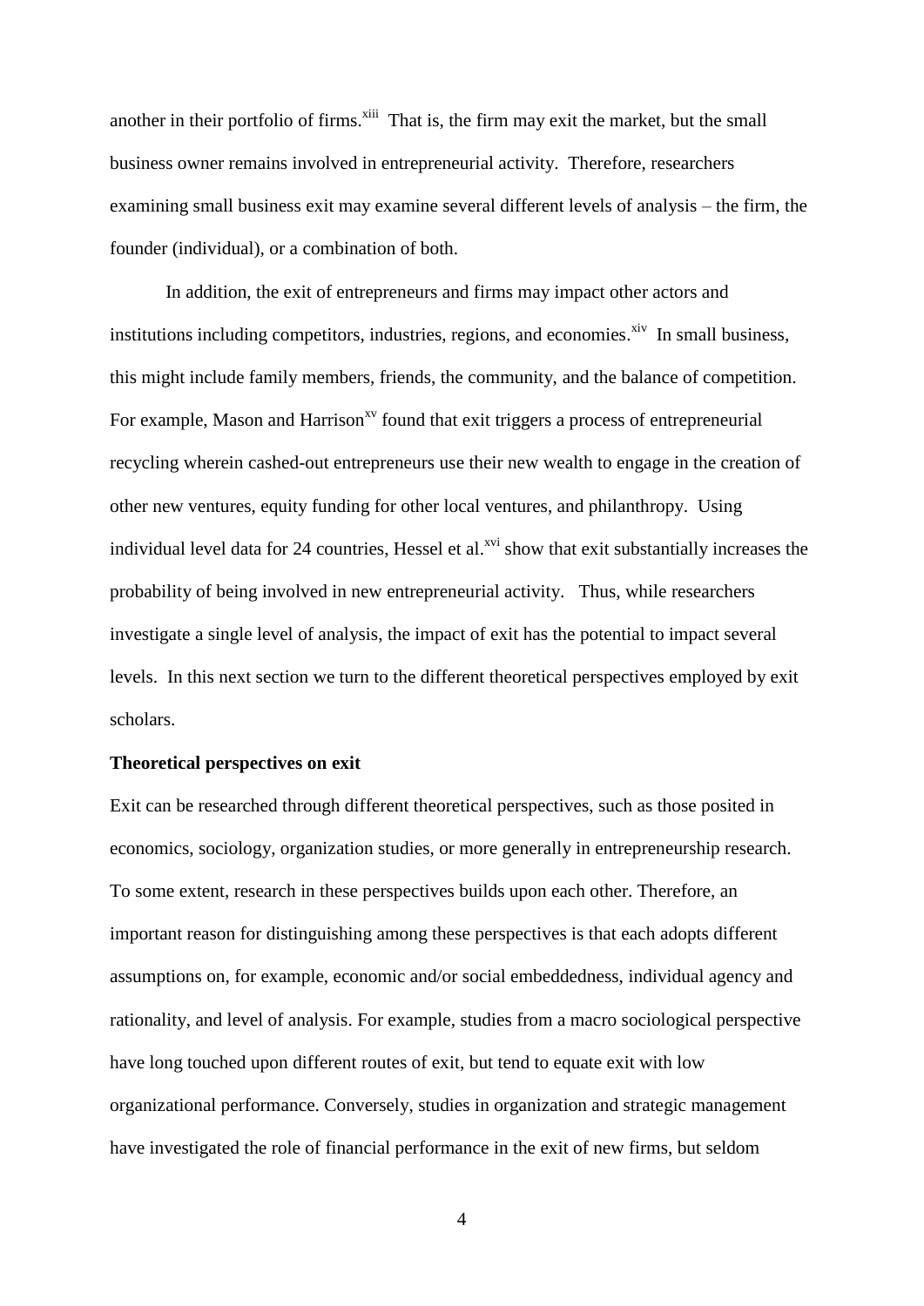another in their portfolio of firms.[xiii] That is, the firm may exit the market, but the small business owner remains involved in entrepreneurial activity. Therefore, researchers examining small business exit may examine several different levels of analysis – the firm, the founder (individual), or a combination of both.

In addition, the exit of entrepreneurs and firms may impact other actors and institutions including competitors, industries, regions, and economies.[xiv] In small business, this might include family members, friends, the community, and the balance of competition. For example, Mason and Harrison[xv] found that exit triggers a process of entrepreneurial recycling wherein cashed-out entrepreneurs use their new wealth to engage in the creation of other new ventures, equity funding for other local ventures, and philanthropy. Using individual level data for 24 countries, Hessel et al.[xvi] show that exit substantially increases the probability of being involved in new entrepreneurial activity. Thus, while researchers investigate a single level of analysis, the impact of exit has the potential to impact several levels. In this next section we turn to the different theoretical perspectives employed by exit scholars.

**Theoretical perspectives on exit**

Exit can be researched through different theoretical perspectives, such as those posited in economics, sociology, organization studies, or more generally in entrepreneurship research. To some extent, research in these perspectives builds upon each other. Therefore, an important reason for distinguishing among these perspectives is that each adopts different assumptions on, for example, economic and/or social embeddedness, individual agency and rationality, and level of analysis. For example, studies from a macro sociological perspective have long touched upon different routes of exit, but tend to equate exit with low organizational performance. Conversely, studies in organization and strategic management have investigated the role of financial performance in the exit of new firms, but seldom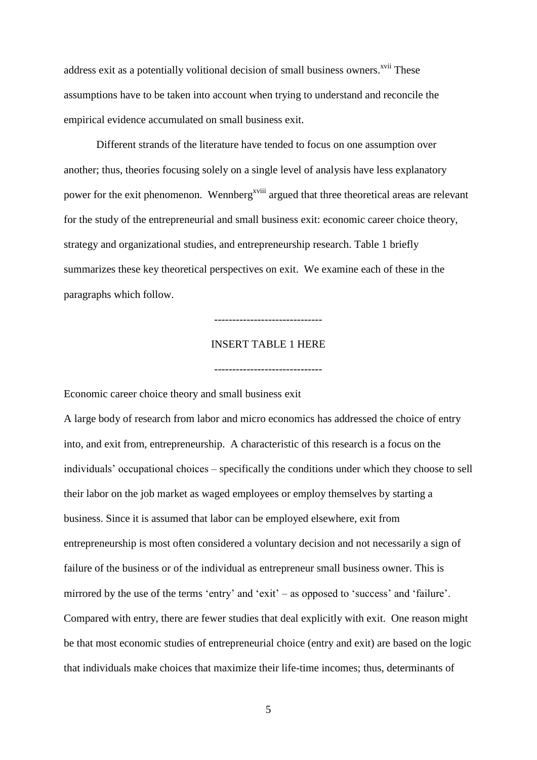address exit as a potentially volitional decision of small business owners.[xvii] These assumptions have to be taken into account when trying to understand and reconcile the empirical evidence accumulated on small business exit.

Different strands of the literature have tended to focus on one assumption over another; thus, theories focusing solely on a single level of analysis have less explanatory power for the exit phenomenon. Wennberg[xviii] argued that three theoretical areas are relevant for the study of the entrepreneurial and small business exit: economic career choice theory, strategy and organizational studies, and entrepreneurship research. Table 1 briefly summarizes these key theoretical perspectives on exit. We examine each of these in the paragraphs which follow.

-----------------------------

INSERT TABLE 1 HERE

-----------------------------

Economic career choice theory and small business exit

A large body of research from labor and micro economics has addressed the choice of entry into, and exit from, entrepreneurship. A characteristic of this research is a focus on the individuals' occupational choices – specifically the conditions under which they choose to sell their labor on the job market as waged employees or employ themselves by starting a business. Since it is assumed that labor can be employed elsewhere, exit from entrepreneurship is most often considered a voluntary decision and not necessarily a sign of failure of the business or of the individual as entrepreneur small business owner. This is mirrored by the use of the terms 'entry' and 'exit' – as opposed to 'success' and 'failure'. Compared with entry, there are fewer studies that deal explicitly with exit. One reason might be that most economic studies of entrepreneurial choice (entry and exit) are based on the logic that individuals make choices that maximize their life-time incomes; thus, determinants of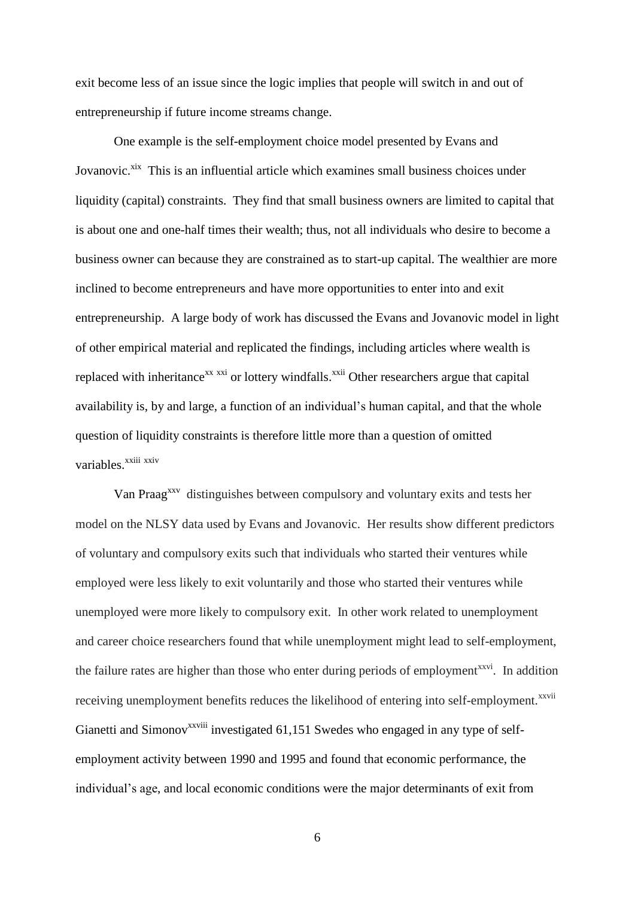exit become less of an issue since the logic implies that people will switch in and out of entrepreneurship if future income streams change.

One example is the self-employment choice model presented by Evans and Jovanovic.[xix] This is an influential article which examines small business choices under liquidity (capital) constraints. They find that small business owners are limited to capital that is about one and one-half times their wealth; thus, not all individuals who desire to become a business owner can because they are constrained as to start-up capital. The wealthier are more inclined to become entrepreneurs and have more opportunities to enter into and exit entrepreneurship. A large body of work has discussed the Evans and Jovanovic model in light of other empirical material and replicated the findings, including articles where wealth is replaced with inheritance[xx] [xxi] or lottery windfalls.[xxii] Other researchers argue that capital availability is, by and large, a function of an individual's human capital, and that the whole question of liquidity constraints is therefore little more than a question of omitted variables.[xxiii] [xxiv]

Van Praag[xxv] distinguishes between compulsory and voluntary exits and tests her model on the NLSY data used by Evans and Jovanovic. Her results show different predictors of voluntary and compulsory exits such that individuals who started their ventures while employed were less likely to exit voluntarily and those who started their ventures while unemployed were more likely to compulsory exit. In other work related to unemployment and career choice researchers found that while unemployment might lead to self-employment, the failure rates are higher than those who enter during periods of employment[xxvi]. In addition receiving unemployment benefits reduces the likelihood of entering into self-employment.[xxvii] Gianetti and Simonov[xxviii] investigated 61,151 Swedes who engaged in any type of self-employment activity between 1990 and 1995 and found that economic performance, the individual's age, and local economic conditions were the major determinants of exit from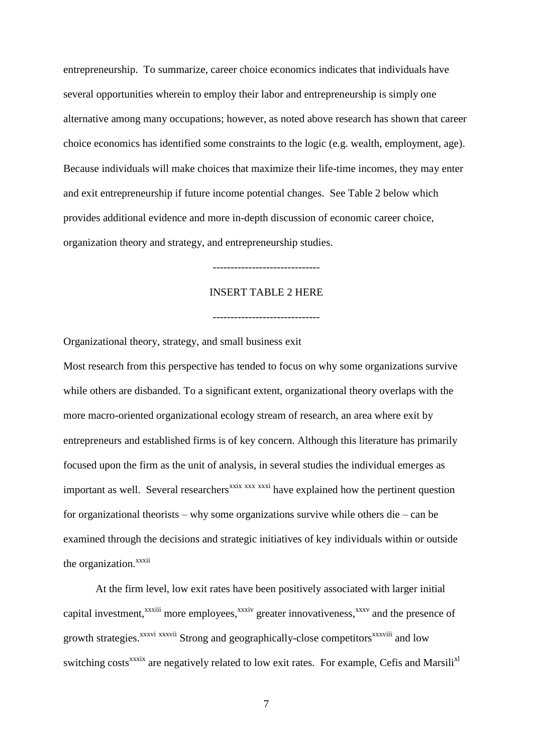entrepreneurship. To summarize, career choice economics indicates that individuals have several opportunities wherein to employ their labor and entrepreneurship is simply one alternative among many occupations; however, as noted above research has shown that career choice economics has identified some constraints to the logic (e.g. wealth, employment, age). Because individuals will make choices that maximize their life-time incomes, they may enter and exit entrepreneurship if future income potential changes. See Table 2 below which provides additional evidence and more in-depth discussion of economic career choice, organization theory and strategy, and entrepreneurship studies.

-----------------------------

INSERT TABLE 2 HERE

-----------------------------

Organizational theory, strategy, and small business exit

Most research from this perspective has tended to focus on why some organizations survive while others are disbanded. To a significant extent, organizational theory overlaps with the more macro-oriented organizational ecology stream of research, an area where exit by entrepreneurs and established firms is of key concern. Although this literature has primarily focused upon the firm as the unit of analysis, in several studies the individual emerges as important as well. Several researchers[xxix] [xxx] [xxxi] have explained how the pertinent question for organizational theorists – why some organizations survive while others die – can be examined through the decisions and strategic initiatives of key individuals within or outside the organization.[xxxii]

At the firm level, low exit rates have been positively associated with larger initial capital investment,[xxxiii] more employees,[xxxiv] greater innovativeness,[xxxv] and the presence of growth strategies.[xxxvi] [xxxvii] Strong and geographically-close competitors[xxxviii] and low switching costs[xxxix] are negatively related to low exit rates. For example, Cefis and Marsili[xl]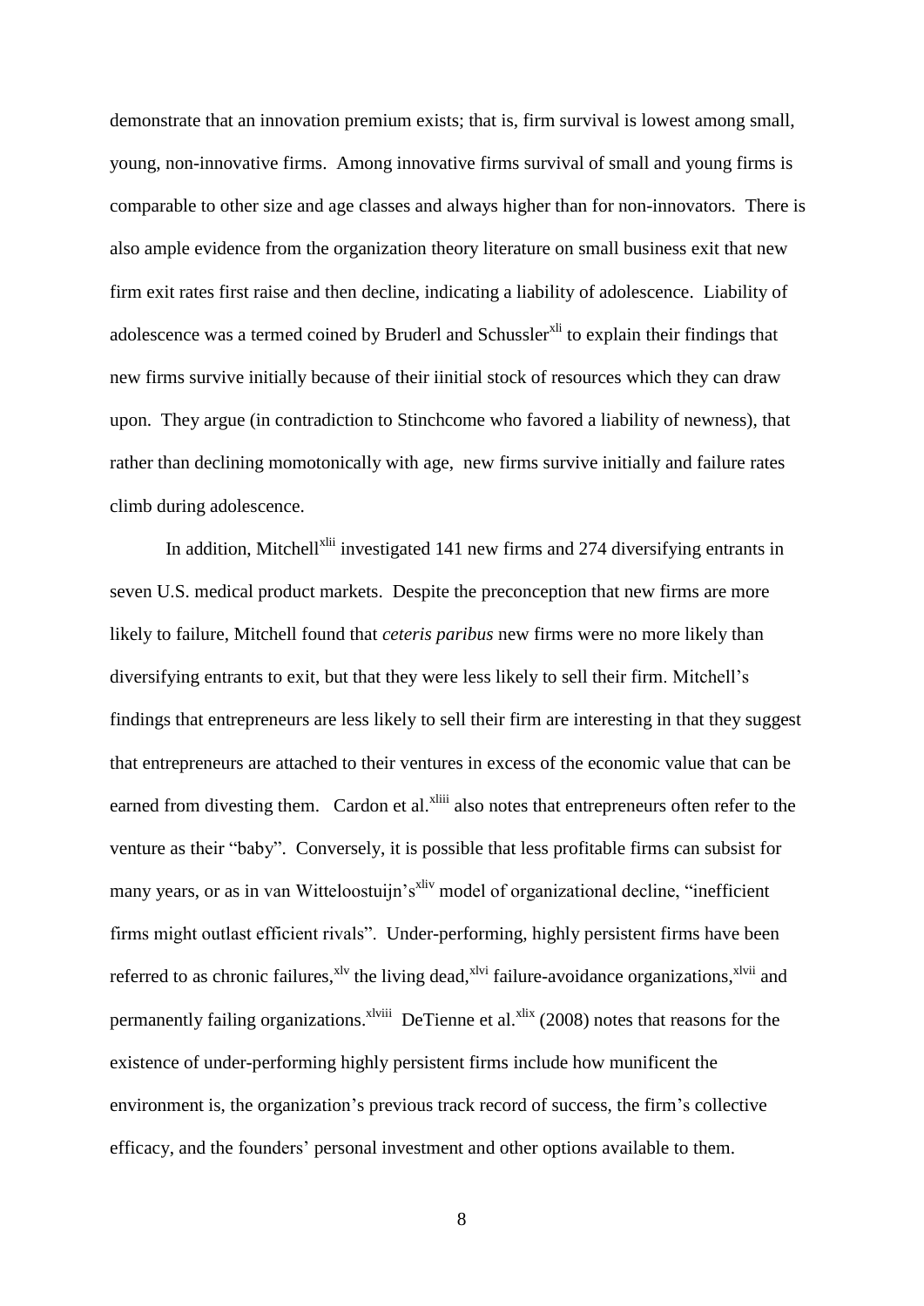demonstrate that an innovation premium exists; that is, firm survival is lowest among small, young, non-innovative firms. Among innovative firms survival of small and young firms is comparable to other size and age classes and always higher than for non-innovators. There is also ample evidence from the organization theory literature on small business exit that new firm exit rates first raise and then decline, indicating a liability of adolescence. Liability of adolescence was a termed coined by Bruderl and Schussler[xli] to explain their findings that new firms survive initially because of their iinitial stock of resources which they can draw upon. They argue (in contradiction to Stinchcome who favored a liability of newness), that rather than declining momotonically with age, new firms survive initially and failure rates climb during adolescence.

In addition, Mitchell[xlii] investigated 141 new firms and 274 diversifying entrants in seven U.S. medical product markets. Despite the preconception that new firms are more likely to failure, Mitchell found that *ceteris paribus* new firms were no more likely than diversifying entrants to exit, but that they were less likely to sell their firm. Mitchell's findings that entrepreneurs are less likely to sell their firm are interesting in that they suggest that entrepreneurs are attached to their ventures in excess of the economic value that can be earned from divesting them. Cardon et al.[xliii] also notes that entrepreneurs often refer to the venture as their "baby". Conversely, it is possible that less profitable firms can subsist for many years, or as in van Witteloostuijn's[xliv] model of organizational decline, "inefficient firms might outlast efficient rivals". Under-performing, highly persistent firms have been referred to as chronic failures,[xlv] the living dead,[xlvi] failure-avoidance organizations,[xlvii] and permanently failing organizations.[xlviii] DeTienne et al.[xlix] (2008) notes that reasons for the existence of under-performing highly persistent firms include how munificent the environment is, the organization's previous track record of success, the firm's collective efficacy, and the founders' personal investment and other options available to them.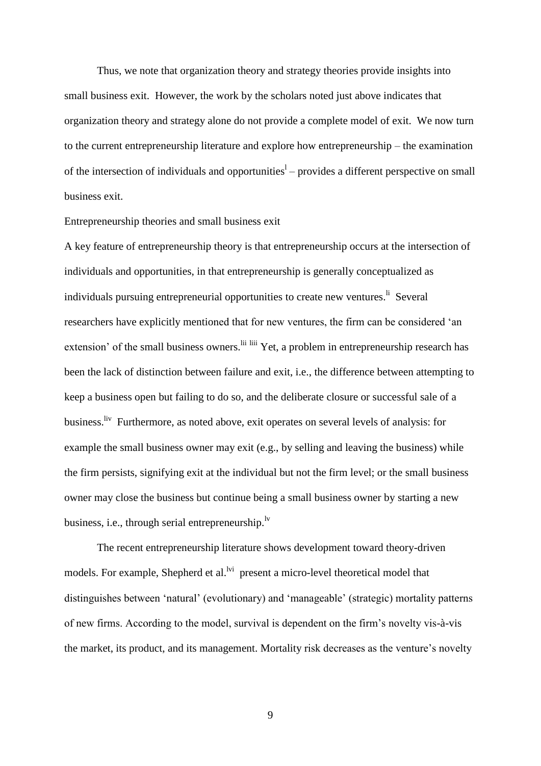Thus, we note that organization theory and strategy theories provide insights into small business exit. However, the work by the scholars noted just above indicates that organization theory and strategy alone do not provide a complete model of exit. We now turn to the current entrepreneurship literature and explore how entrepreneurship – the examination of the intersection of individuals and opportunities[l] – provides a different perspective on small business exit.

## Entrepreneurship theories and small business exit

A key feature of entrepreneurship theory is that entrepreneurship occurs at the intersection of individuals and opportunities, in that entrepreneurship is generally conceptualized as individuals pursuing entrepreneurial opportunities to create new ventures.[li] Several researchers have explicitly mentioned that for new ventures, the firm can be considered 'an extension' of the small business owners.[lii] [liii] Yet, a problem in entrepreneurship research has been the lack of distinction between failure and exit, i.e., the difference between attempting to keep a business open but failing to do so, and the deliberate closure or successful sale of a business.[liv] Furthermore, as noted above, exit operates on several levels of analysis: for example the small business owner may exit (e.g., by selling and leaving the business) while the firm persists, signifying exit at the individual but not the firm level; or the small business owner may close the business but continue being a small business owner by starting a new business, i.e., through serial entrepreneurship.[lv]

The recent entrepreneurship literature shows development toward theory-driven models. For example, Shepherd et al.[lvi] present a micro-level theoretical model that distinguishes between 'natural' (evolutionary) and 'manageable' (strategic) mortality patterns of new firms. According to the model, survival is dependent on the firm's novelty vis-à-vis the market, its product, and its management. Mortality risk decreases as the venture's novelty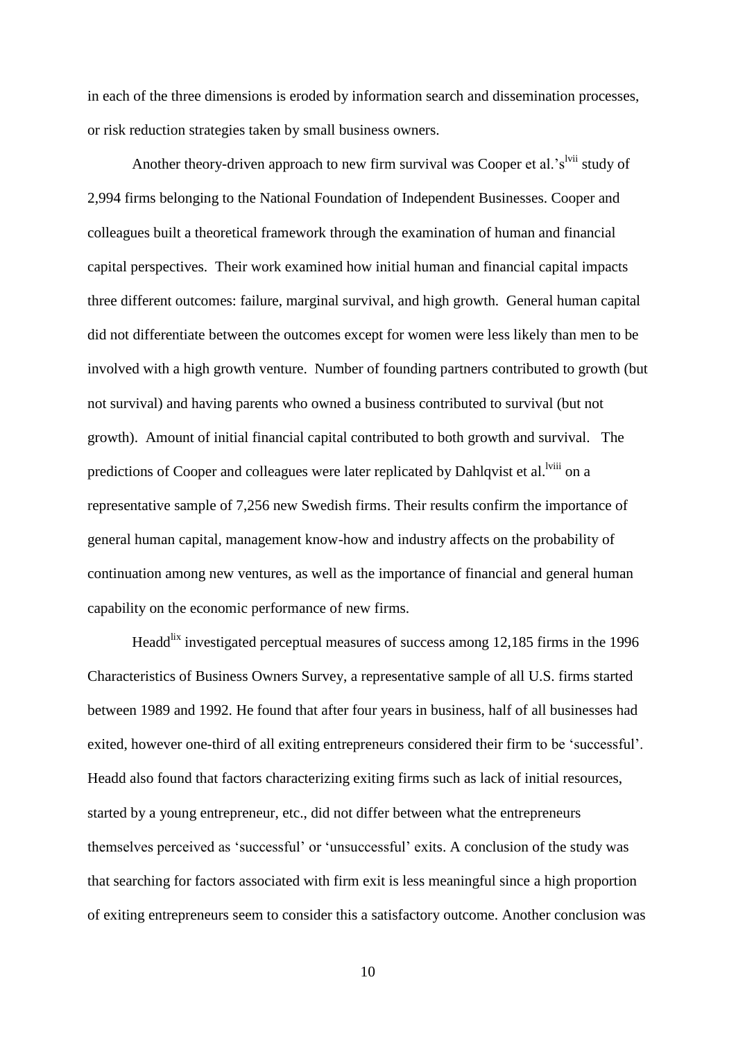in each of the three dimensions is eroded by information search and dissemination processes, or risk reduction strategies taken by small business owners.

Another theory-driven approach to new firm survival was Cooper et al.'s[lvii] study of 2,994 firms belonging to the National Foundation of Independent Businesses. Cooper and colleagues built a theoretical framework through the examination of human and financial capital perspectives. Their work examined how initial human and financial capital impacts three different outcomes: failure, marginal survival, and high growth. General human capital did not differentiate between the outcomes except for women were less likely than men to be involved with a high growth venture. Number of founding partners contributed to growth (but not survival) and having parents who owned a business contributed to survival (but not growth). Amount of initial financial capital contributed to both growth and survival. The predictions of Cooper and colleagues were later replicated by Dahlqvist et al.[lviii] on a representative sample of 7,256 new Swedish firms. Their results confirm the importance of general human capital, management know-how and industry affects on the probability of continuation among new ventures, as well as the importance of financial and general human capability on the economic performance of new firms.

Headd[lix] investigated perceptual measures of success among 12,185 firms in the 1996 Characteristics of Business Owners Survey, a representative sample of all U.S. firms started between 1989 and 1992. He found that after four years in business, half of all businesses had exited, however one-third of all exiting entrepreneurs considered their firm to be 'successful'. Headd also found that factors characterizing exiting firms such as lack of initial resources, started by a young entrepreneur, etc., did not differ between what the entrepreneurs themselves perceived as 'successful' or 'unsuccessful' exits. A conclusion of the study was that searching for factors associated with firm exit is less meaningful since a high proportion of exiting entrepreneurs seem to consider this a satisfactory outcome. Another conclusion was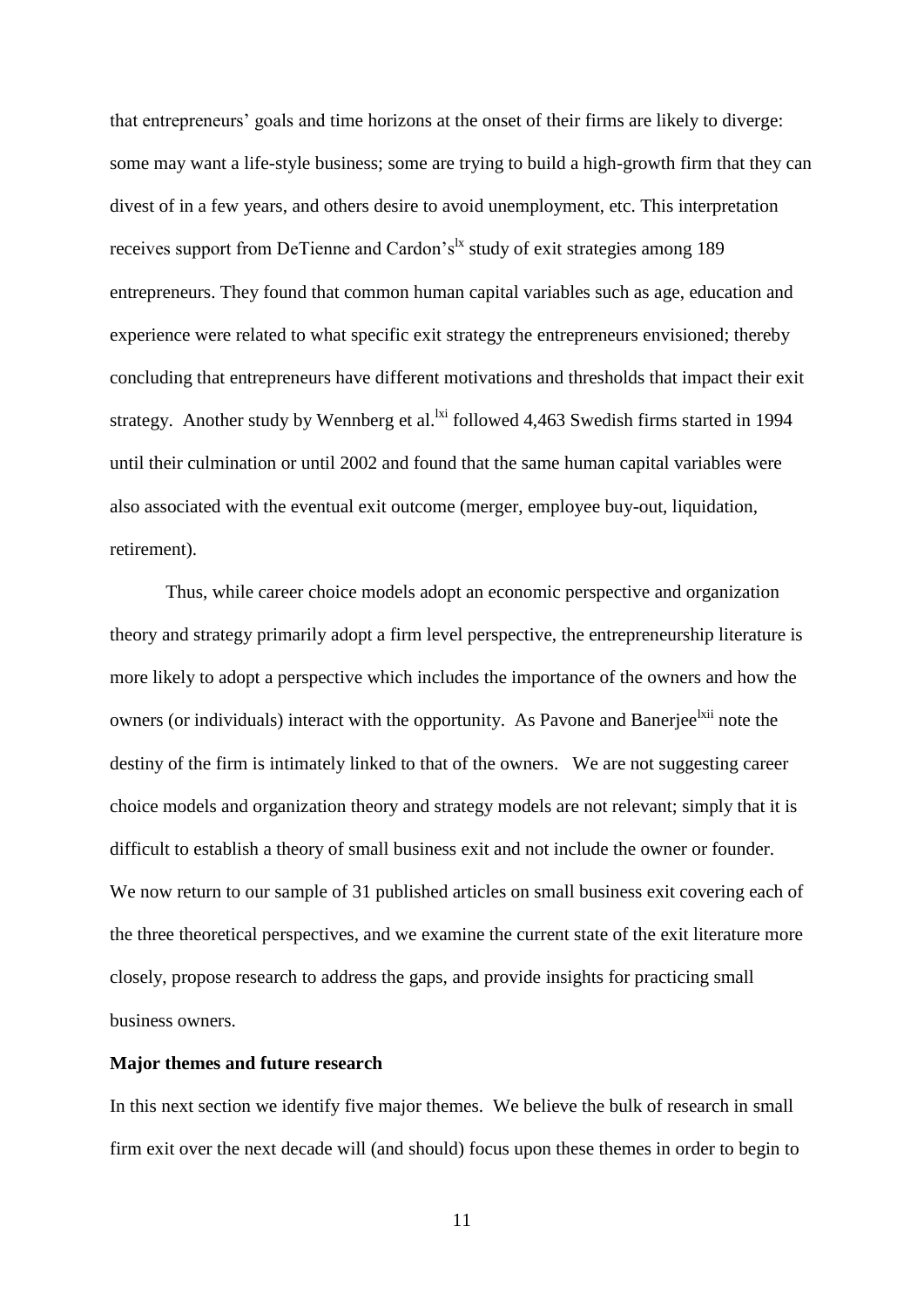that entrepreneurs' goals and time horizons at the onset of their firms are likely to diverge: some may want a life-style business; some are trying to build a high-growth firm that they can divest of in a few years, and others desire to avoid unemployment, etc. This interpretation receives support from DeTienne and Cardon's[lx] study of exit strategies among 189 entrepreneurs. They found that common human capital variables such as age, education and experience were related to what specific exit strategy the entrepreneurs envisioned; thereby concluding that entrepreneurs have different motivations and thresholds that impact their exit strategy. Another study by Wennberg et al.[lxi] followed 4,463 Swedish firms started in 1994 until their culmination or until 2002 and found that the same human capital variables were also associated with the eventual exit outcome (merger, employee buy-out, liquidation, retirement).

Thus, while career choice models adopt an economic perspective and organization theory and strategy primarily adopt a firm level perspective, the entrepreneurship literature is more likely to adopt a perspective which includes the importance of the owners and how the owners (or individuals) interact with the opportunity. As Pavone and Banerjee[lxii] note the destiny of the firm is intimately linked to that of the owners. We are not suggesting career choice models and organization theory and strategy models are not relevant; simply that it is difficult to establish a theory of small business exit and not include the owner or founder. We now return to our sample of 31 published articles on small business exit covering each of the three theoretical perspectives, and we examine the current state of the exit literature more closely, propose research to address the gaps, and provide insights for practicing small business owners.

**Major themes and future research**

In this next section we identify five major themes. We believe the bulk of research in small firm exit over the next decade will (and should) focus upon these themes in order to begin to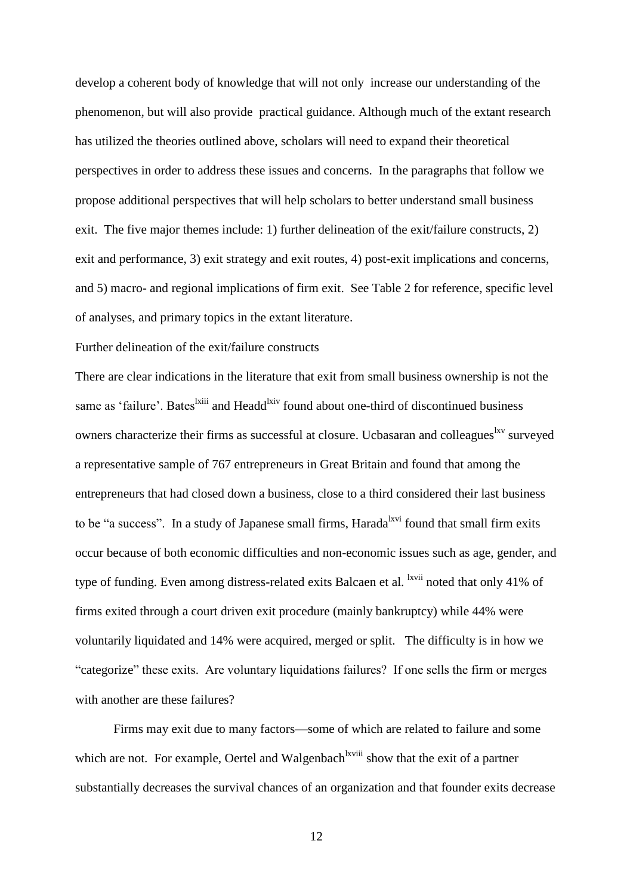develop a coherent body of knowledge that will not only increase our understanding of the phenomenon, but will also provide practical guidance. Although much of the extant research has utilized the theories outlined above, scholars will need to expand their theoretical perspectives in order to address these issues and concerns. In the paragraphs that follow we propose additional perspectives that will help scholars to better understand small business exit. The five major themes include: 1) further delineation of the exit/failure constructs, 2) exit and performance, 3) exit strategy and exit routes, 4) post-exit implications and concerns, and 5) macro- and regional implications of firm exit. See Table 2 for reference, specific level of analyses, and primary topics in the extant literature.

Further delineation of the exit/failure constructs

There are clear indications in the literature that exit from small business ownership is not the same as 'failure'. Bates[lxiii] and Headd[lxiv] found about one-third of discontinued business owners characterize their firms as successful at closure. Ucbasaran and colleagues[lxv] surveyed a representative sample of 767 entrepreneurs in Great Britain and found that among the entrepreneurs that had closed down a business, close to a third considered their last business to be "a success". In a study of Japanese small firms, Harada[lxvi] found that small firm exits occur because of both economic difficulties and non-economic issues such as age, gender, and type of funding. Even among distress-related exits Balcaen et al. [lxvii] noted that only 41% of firms exited through a court driven exit procedure (mainly bankruptcy) while 44% were voluntarily liquidated and 14% were acquired, merged or split. The difficulty is in how we "categorize" these exits. Are voluntary liquidations failures? If one sells the firm or merges with another are these failures?

Firms may exit due to many factors—some of which are related to failure and some which are not. For example, Oertel and Walgenbach[lxviii] show that the exit of a partner substantially decreases the survival chances of an organization and that founder exits decrease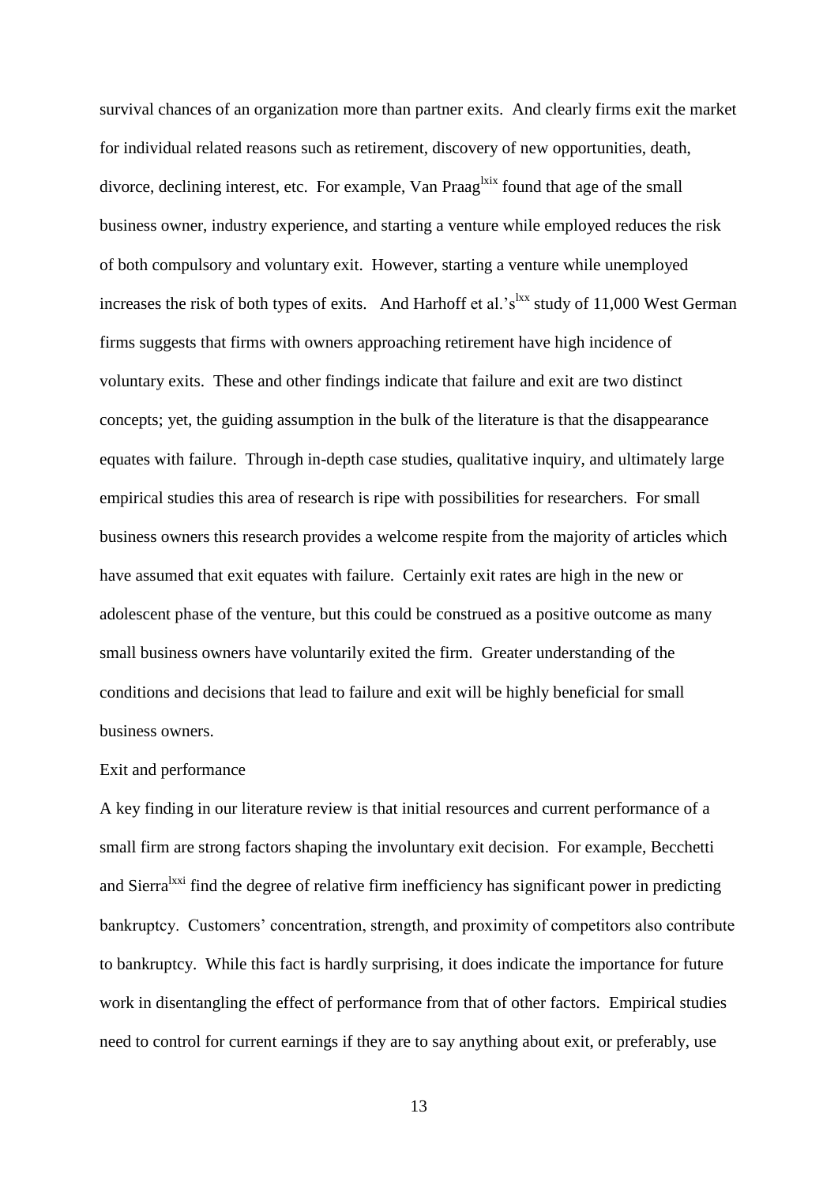survival chances of an organization more than partner exits. And clearly firms exit the market for individual related reasons such as retirement, discovery of new opportunities, death, divorce, declining interest, etc. For example, Van Praag[lxix] found that age of the small business owner, industry experience, and starting a venture while employed reduces the risk of both compulsory and voluntary exit. However, starting a venture while unemployed increases the risk of both types of exits. And Harhoff et al.'s[lxx] study of 11,000 West German firms suggests that firms with owners approaching retirement have high incidence of voluntary exits. These and other findings indicate that failure and exit are two distinct concepts; yet, the guiding assumption in the bulk of the literature is that the disappearance equates with failure. Through in-depth case studies, qualitative inquiry, and ultimately large empirical studies this area of research is ripe with possibilities for researchers. For small business owners this research provides a welcome respite from the majority of articles which have assumed that exit equates with failure. Certainly exit rates are high in the new or adolescent phase of the venture, but this could be construed as a positive outcome as many small business owners have voluntarily exited the firm. Greater understanding of the conditions and decisions that lead to failure and exit will be highly beneficial for small business owners.

Exit and performance

A key finding in our literature review is that initial resources and current performance of a small firm are strong factors shaping the involuntary exit decision. For example, Becchetti and Sierra[lxxi] find the degree of relative firm inefficiency has significant power in predicting bankruptcy. Customers' concentration, strength, and proximity of competitors also contribute to bankruptcy. While this fact is hardly surprising, it does indicate the importance for future work in disentangling the effect of performance from that of other factors. Empirical studies need to control for current earnings if they are to say anything about exit, or preferably, use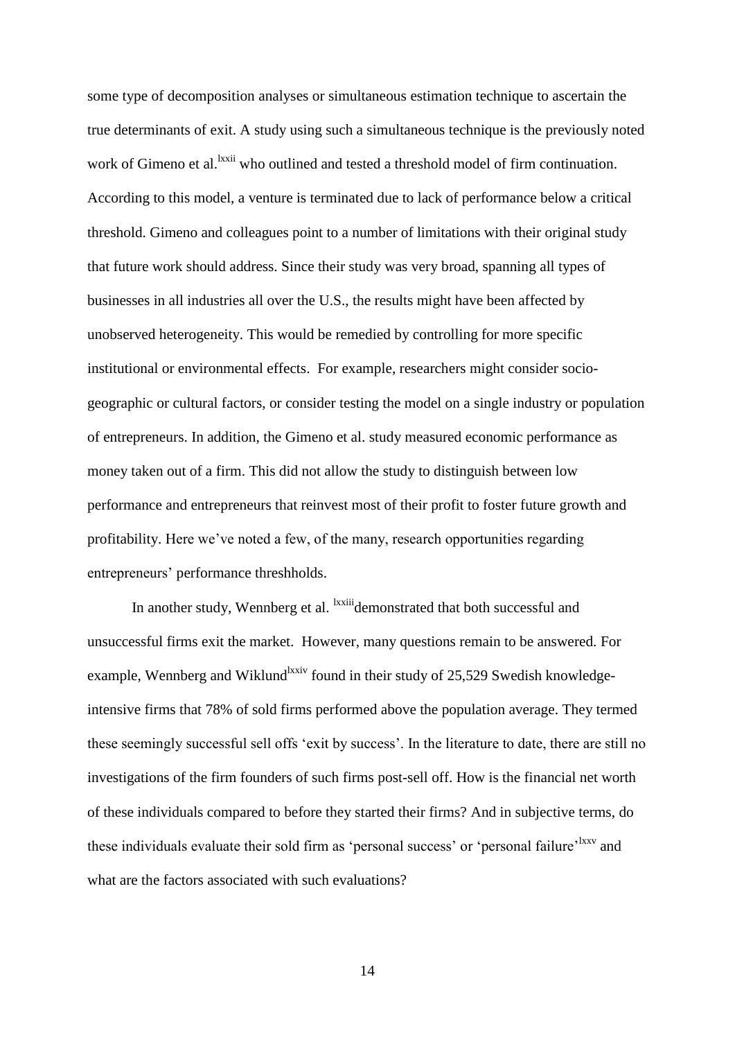some type of decomposition analyses or simultaneous estimation technique to ascertain the true determinants of exit. A study using such a simultaneous technique is the previously noted work of Gimeno et al.[lxxii] who outlined and tested a threshold model of firm continuation. According to this model, a venture is terminated due to lack of performance below a critical threshold. Gimeno and colleagues point to a number of limitations with their original study that future work should address. Since their study was very broad, spanning all types of businesses in all industries all over the U.S., the results might have been affected by unobserved heterogeneity. This would be remedied by controlling for more specific institutional or environmental effects. For example, researchers might consider socio-geographic or cultural factors, or consider testing the model on a single industry or population of entrepreneurs. In addition, the Gimeno et al. study measured economic performance as money taken out of a firm. This did not allow the study to distinguish between low performance and entrepreneurs that reinvest most of their profit to foster future growth and profitability. Here we've noted a few, of the many, research opportunities regarding entrepreneurs' performance threshholds.

In another study, Wennberg et al. [lxxiii]demonstrated that both successful and unsuccessful firms exit the market. However, many questions remain to be answered. For example, Wennberg and Wiklund[lxxiv] found in their study of 25,529 Swedish knowledge-intensive firms that 78% of sold firms performed above the population average. They termed these seemingly successful sell offs 'exit by success'. In the literature to date, there are still no investigations of the firm founders of such firms post-sell off. How is the financial net worth of these individuals compared to before they started their firms? And in subjective terms, do these individuals evaluate their sold firm as 'personal success' or 'personal failure'[lxxv] and what are the factors associated with such evaluations?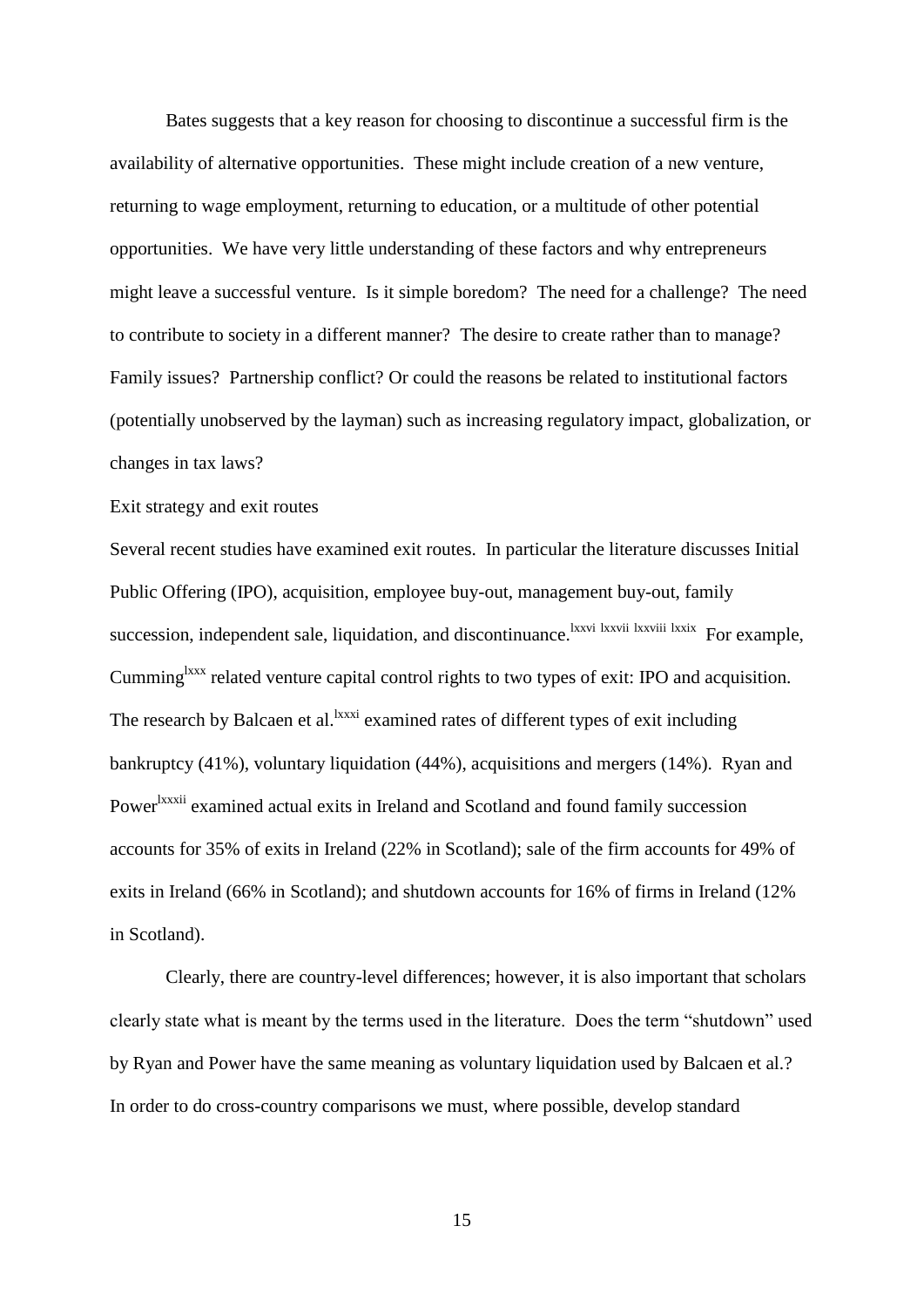Bates suggests that a key reason for choosing to discontinue a successful firm is the availability of alternative opportunities. These might include creation of a new venture, returning to wage employment, returning to education, or a multitude of other potential opportunities. We have very little understanding of these factors and why entrepreneurs might leave a successful venture. Is it simple boredom? The need for a challenge? The need to contribute to society in a different manner? The desire to create rather than to manage? Family issues? Partnership conflict? Or could the reasons be related to institutional factors (potentially unobserved by the layman) such as increasing regulatory impact, globalization, or changes in tax laws?

Exit strategy and exit routes

Several recent studies have examined exit routes. In particular the literature discusses Initial Public Offering (IPO), acquisition, employee buy-out, management buy-out, family succession, independent sale, liquidation, and discontinuance.[lxxvi] [lxxvii] [lxxviii] [lxxix] For example, Cumming[lxxx] related venture capital control rights to two types of exit: IPO and acquisition. The research by Balcaen et al.[lxxxi] examined rates of different types of exit including bankruptcy (41%), voluntary liquidation (44%), acquisitions and mergers (14%). Ryan and Power[lxxxii] examined actual exits in Ireland and Scotland and found family succession accounts for 35% of exits in Ireland (22% in Scotland); sale of the firm accounts for 49% of exits in Ireland (66% in Scotland); and shutdown accounts for 16% of firms in Ireland (12% in Scotland).

Clearly, there are country-level differences; however, it is also important that scholars clearly state what is meant by the terms used in the literature. Does the term "shutdown" used by Ryan and Power have the same meaning as voluntary liquidation used by Balcaen et al.? In order to do cross-country comparisons we must, where possible, develop standard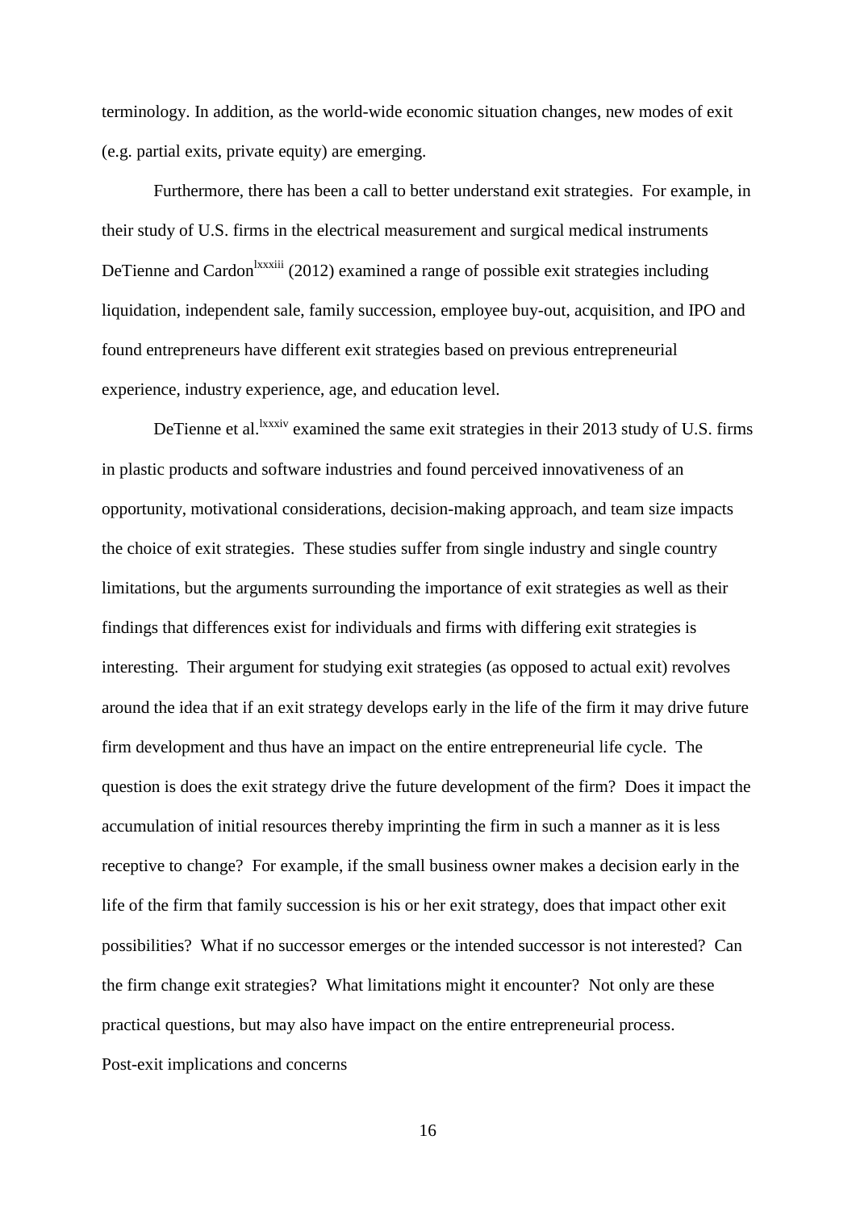terminology. In addition, as the world-wide economic situation changes, new modes of exit (e.g. partial exits, private equity) are emerging.

Furthermore, there has been a call to better understand exit strategies. For example, in their study of U.S. firms in the electrical measurement and surgical medical instruments DeTienne and Cardon[lxxxiii] (2012) examined a range of possible exit strategies including liquidation, independent sale, family succession, employee buy-out, acquisition, and IPO and found entrepreneurs have different exit strategies based on previous entrepreneurial experience, industry experience, age, and education level.

DeTienne et al.[lxxxiv] examined the same exit strategies in their 2013 study of U.S. firms in plastic products and software industries and found perceived innovativeness of an opportunity, motivational considerations, decision-making approach, and team size impacts the choice of exit strategies. These studies suffer from single industry and single country limitations, but the arguments surrounding the importance of exit strategies as well as their findings that differences exist for individuals and firms with differing exit strategies is interesting. Their argument for studying exit strategies (as opposed to actual exit) revolves around the idea that if an exit strategy develops early in the life of the firm it may drive future firm development and thus have an impact on the entire entrepreneurial life cycle. The question is does the exit strategy drive the future development of the firm? Does it impact the accumulation of initial resources thereby imprinting the firm in such a manner as it is less receptive to change? For example, if the small business owner makes a decision early in the life of the firm that family succession is his or her exit strategy, does that impact other exit possibilities? What if no successor emerges or the intended successor is not interested? Can the firm change exit strategies? What limitations might it encounter? Not only are these practical questions, but may also have impact on the entire entrepreneurial process.

Post-exit implications and concerns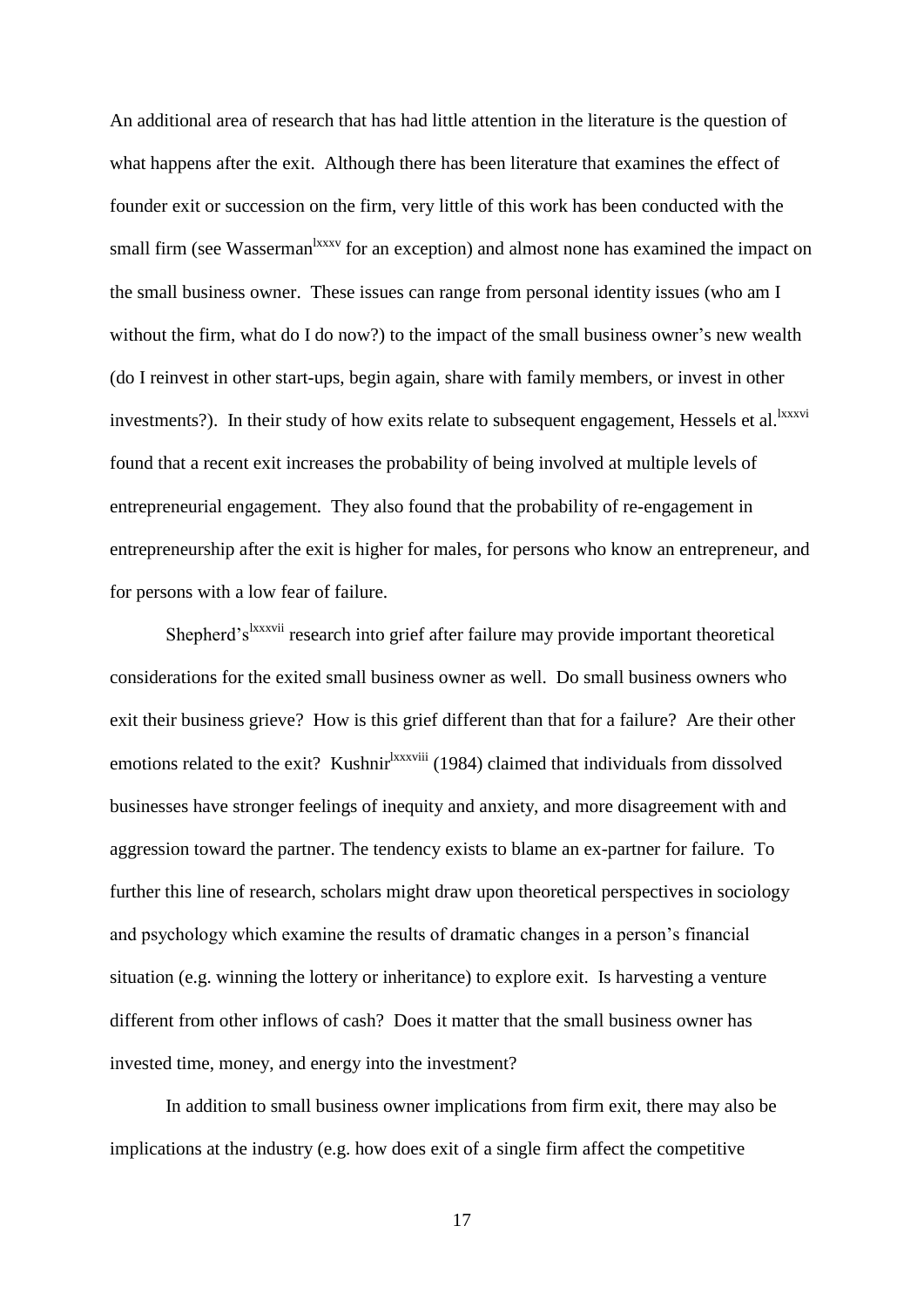An additional area of research that has had little attention in the literature is the question of what happens after the exit. Although there has been literature that examines the effect of founder exit or succession on the firm, very little of this work has been conducted with the small firm (see Wasserman[lxxxv] for an exception) and almost none has examined the impact on the small business owner. These issues can range from personal identity issues (who am I without the firm, what do I do now?) to the impact of the small business owner's new wealth (do I reinvest in other start-ups, begin again, share with family members, or invest in other investments?). In their study of how exits relate to subsequent engagement, Hessels et al.[lxxxvi] found that a recent exit increases the probability of being involved at multiple levels of entrepreneurial engagement. They also found that the probability of re-engagement in entrepreneurship after the exit is higher for males, for persons who know an entrepreneur, and for persons with a low fear of failure.

Shepherd's[lxxxvii] research into grief after failure may provide important theoretical considerations for the exited small business owner as well. Do small business owners who exit their business grieve? How is this grief different than that for a failure? Are their other emotions related to the exit? Kushnir[lxxxviii] (1984) claimed that individuals from dissolved businesses have stronger feelings of inequity and anxiety, and more disagreement with and aggression toward the partner. The tendency exists to blame an ex-partner for failure. To further this line of research, scholars might draw upon theoretical perspectives in sociology and psychology which examine the results of dramatic changes in a person's financial situation (e.g. winning the lottery or inheritance) to explore exit. Is harvesting a venture different from other inflows of cash? Does it matter that the small business owner has invested time, money, and energy into the investment?

In addition to small business owner implications from firm exit, there may also be implications at the industry (e.g. how does exit of a single firm affect the competitive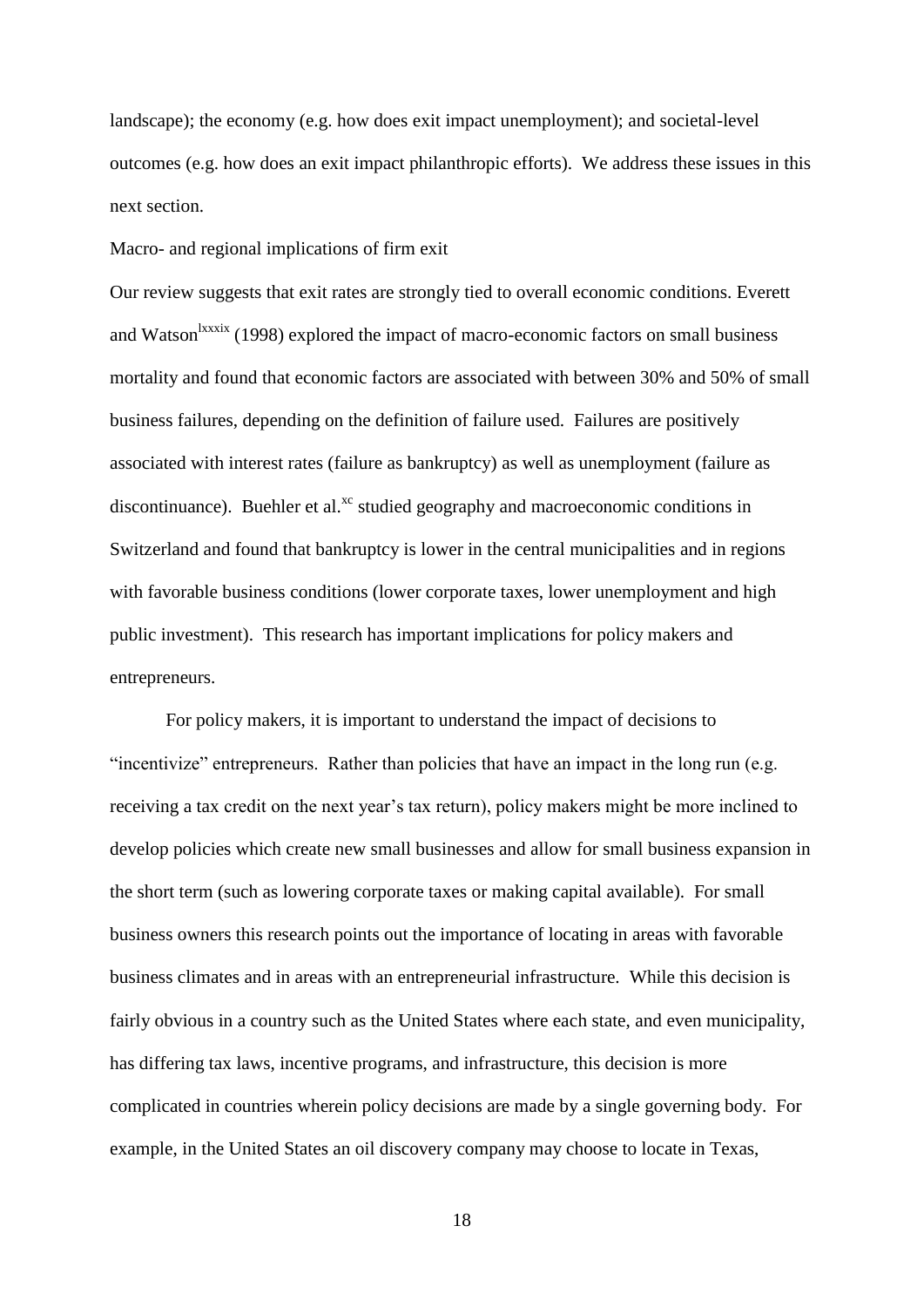landscape); the economy (e.g. how does exit impact unemployment); and societal-level outcomes (e.g. how does an exit impact philanthropic efforts). We address these issues in this next section.

## Macro- and regional implications of firm exit

Our review suggests that exit rates are strongly tied to overall economic conditions. Everett and Watson[lxxxix] (1998) explored the impact of macro-economic factors on small business mortality and found that economic factors are associated with between 30% and 50% of small business failures, depending on the definition of failure used. Failures are positively associated with interest rates (failure as bankruptcy) as well as unemployment (failure as discontinuance). Buehler et al.[xc] studied geography and macroeconomic conditions in Switzerland and found that bankruptcy is lower in the central municipalities and in regions with favorable business conditions (lower corporate taxes, lower unemployment and high public investment). This research has important implications for policy makers and entrepreneurs.

For policy makers, it is important to understand the impact of decisions to "incentivize" entrepreneurs. Rather than policies that have an impact in the long run (e.g. receiving a tax credit on the next year's tax return), policy makers might be more inclined to develop policies which create new small businesses and allow for small business expansion in the short term (such as lowering corporate taxes or making capital available). For small business owners this research points out the importance of locating in areas with favorable business climates and in areas with an entrepreneurial infrastructure. While this decision is fairly obvious in a country such as the United States where each state, and even municipality, has differing tax laws, incentive programs, and infrastructure, this decision is more complicated in countries wherein policy decisions are made by a single governing body. For example, in the United States an oil discovery company may choose to locate in Texas,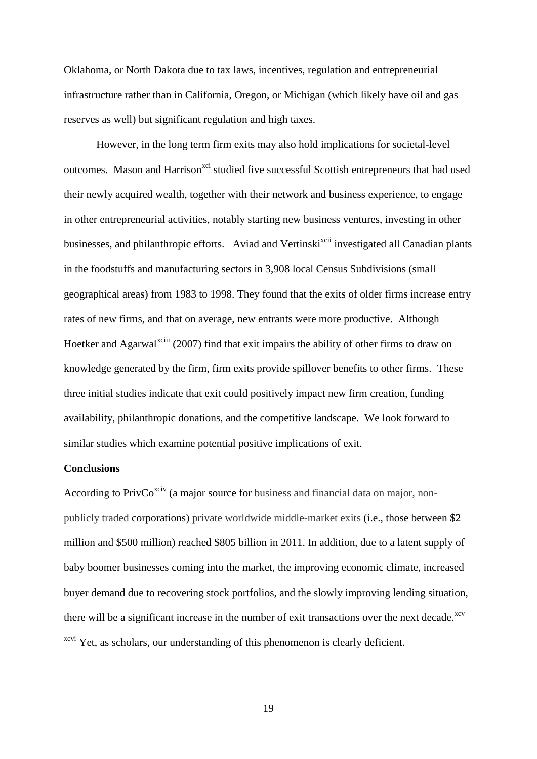Oklahoma, or North Dakota due to tax laws, incentives, regulation and entrepreneurial infrastructure rather than in California, Oregon, or Michigan (which likely have oil and gas reserves as well) but significant regulation and high taxes.

However, in the long term firm exits may also hold implications for societal-level outcomes. Mason and Harrison[xci] studied five successful Scottish entrepreneurs that had used their newly acquired wealth, together with their network and business experience, to engage in other entrepreneurial activities, notably starting new business ventures, investing in other businesses, and philanthropic efforts. Aviad and Vertinski[xcii] investigated all Canadian plants in the foodstuffs and manufacturing sectors in 3,908 local Census Subdivisions (small geographical areas) from 1983 to 1998. They found that the exits of older firms increase entry rates of new firms, and that on average, new entrants were more productive. Although Hoetker and Agarwal[xciii] (2007) find that exit impairs the ability of other firms to draw on knowledge generated by the firm, firm exits provide spillover benefits to other firms. These three initial studies indicate that exit could positively impact new firm creation, funding availability, philanthropic donations, and the competitive landscape. We look forward to similar studies which examine potential positive implications of exit.

**Conclusions**

According to PrivCo[xciv] (a major source for business and financial data on major, non-publicly traded corporations) private worldwide middle-market exits (i.e., those between $2 million and $500 million) reached $805 billion in 2011. In addition, due to a latent supply of baby boomer businesses coming into the market, the improving economic climate, increased buyer demand due to recovering stock portfolios, and the slowly improving lending situation, there will be a significant increase in the number of exit transactions over the next decade.[xcv] [xcvi] Yet, as scholars, our understanding of this phenomenon is clearly deficient.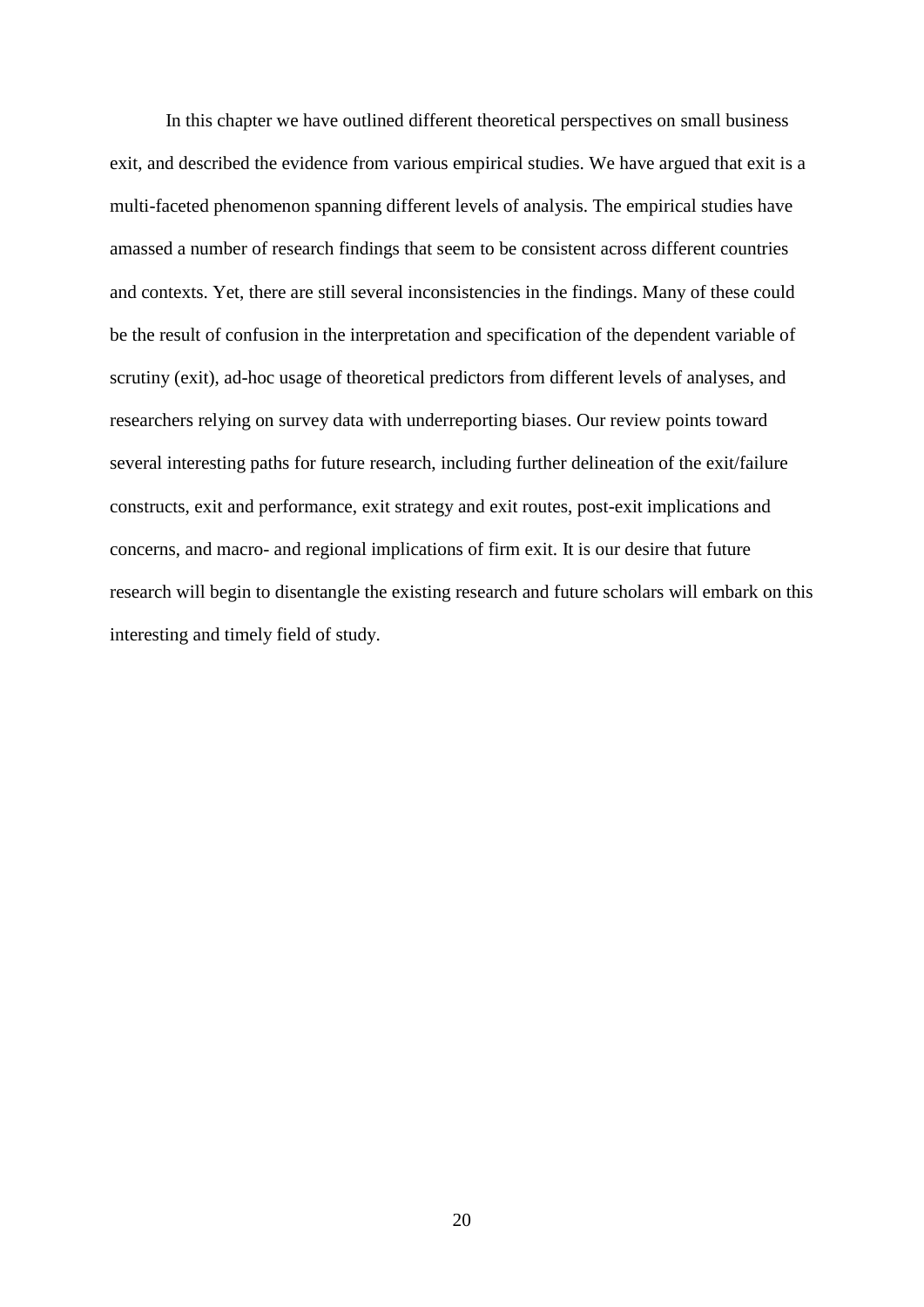In this chapter we have outlined different theoretical perspectives on small business exit, and described the evidence from various empirical studies. We have argued that exit is a multi-faceted phenomenon spanning different levels of analysis. The empirical studies have amassed a number of research findings that seem to be consistent across different countries and contexts. Yet, there are still several inconsistencies in the findings. Many of these could be the result of confusion in the interpretation and specification of the dependent variable of scrutiny (exit), ad-hoc usage of theoretical predictors from different levels of analyses, and researchers relying on survey data with underreporting biases. Our review points toward several interesting paths for future research, including further delineation of the exit/failure constructs, exit and performance, exit strategy and exit routes, post-exit implications and concerns, and macro- and regional implications of firm exit. It is our desire that future research will begin to disentangle the existing research and future scholars will embark on this interesting and timely field of study.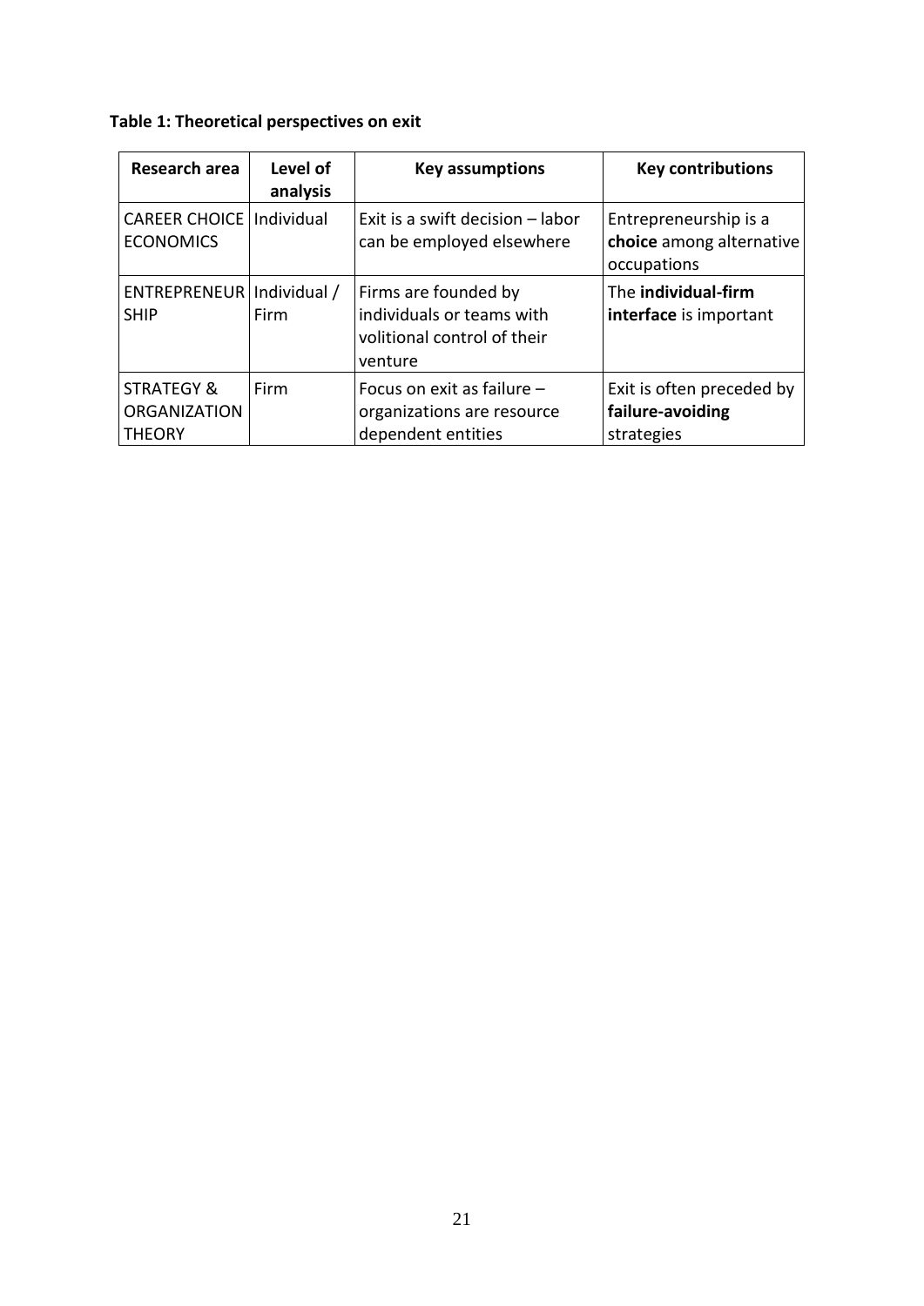**Table 1: Theoretical perspectives on exit**

| Research area | Level of analysis | Key assumptions | Key contributions |
|---|---|---|---|
| CAREER CHOICE ECONOMICS | Individual | Exit is a swift decision – labor can be employed elsewhere | Entrepreneurship is a **choice** among alternative occupations |
| ENTREPRENEURSHIP | Individual / Firm | Firms are founded by individuals or teams with volitional control of their venture | The **individual-firm interface** is important |
| STRATEGY & ORGANIZATION THEORY | Firm | Focus on exit as failure – organizations are resource dependent entities | Exit is often preceded by **failure-avoiding** strategies |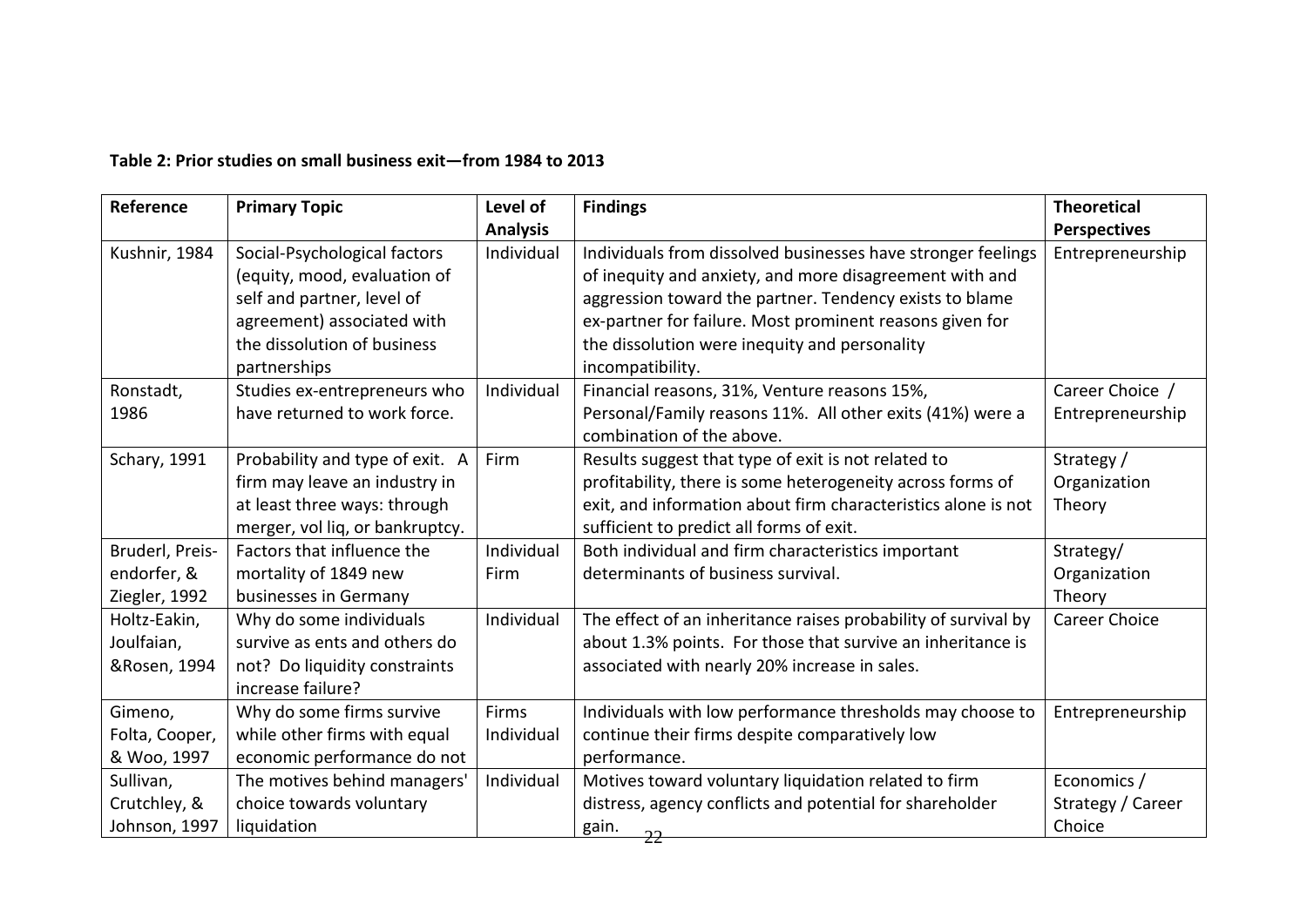**Table 2: Prior studies on small business exit—from 1984 to 2013**

| Reference | Primary Topic | Level of Analysis | Findings | Theoretical Perspectives |
|---|---|---|---|---|
| Kushnir, 1984 | Social-Psychological factors (equity, mood, evaluation of self and partner, level of agreement) associated with the dissolution of business partnerships | Individual | Individuals from dissolved businesses have stronger feelings of inequity and anxiety, and more disagreement with and aggression toward the partner. Tendency exists to blame ex-partner for failure. Most prominent reasons given for the dissolution were inequity and personality incompatibility. | Entrepreneurship |
| Ronstadt, 1986 | Studies ex-entrepreneurs who have returned to work force. | Individual | Financial reasons, 31%, Venture reasons 15%, Personal/Family reasons 11%. All other exits (41%) were a combination of the above. | Career Choice / Entrepreneurship |
| Schary, 1991 | Probability and type of exit. A firm may leave an industry in at least three ways: through merger, vol liq, or bankruptcy. | Firm | Results suggest that type of exit is not related to profitability, there is some heterogeneity across forms of exit, and information about firm characteristics alone is not sufficient to predict all forms of exit. | Strategy / Organization Theory |
| Bruderl, Preis-endorfer, & Ziegler, 1992 | Factors that influence the mortality of 1849 new businesses in Germany | Individual Firm | Both individual and firm characteristics important determinants of business survival. | Strategy/ Organization Theory |
| Holtz-Eakin, Joulfaian, &Rosen, 1994 | Why do some individuals survive as ents and others do not? Do liquidity constraints increase failure? | Individual | The effect of an inheritance raises probability of survival by about 1.3% points. For those that survive an inheritance is associated with nearly 20% increase in sales. | Career Choice |
| Gimeno, Folta, Cooper, & Woo, 1997 | Why do some firms survive while other firms with equal economic performance do not | Firms Individual | Individuals with low performance thresholds may choose to continue their firms despite comparatively low performance. | Entrepreneurship |
| Sullivan, Crutchley, & Johnson, 1997 | The motives behind managers' choice towards voluntary liquidation | Individual | Motives toward voluntary liquidation related to firm distress, agency conflicts and potential for shareholder gain. | Economics / Strategy / Career Choice |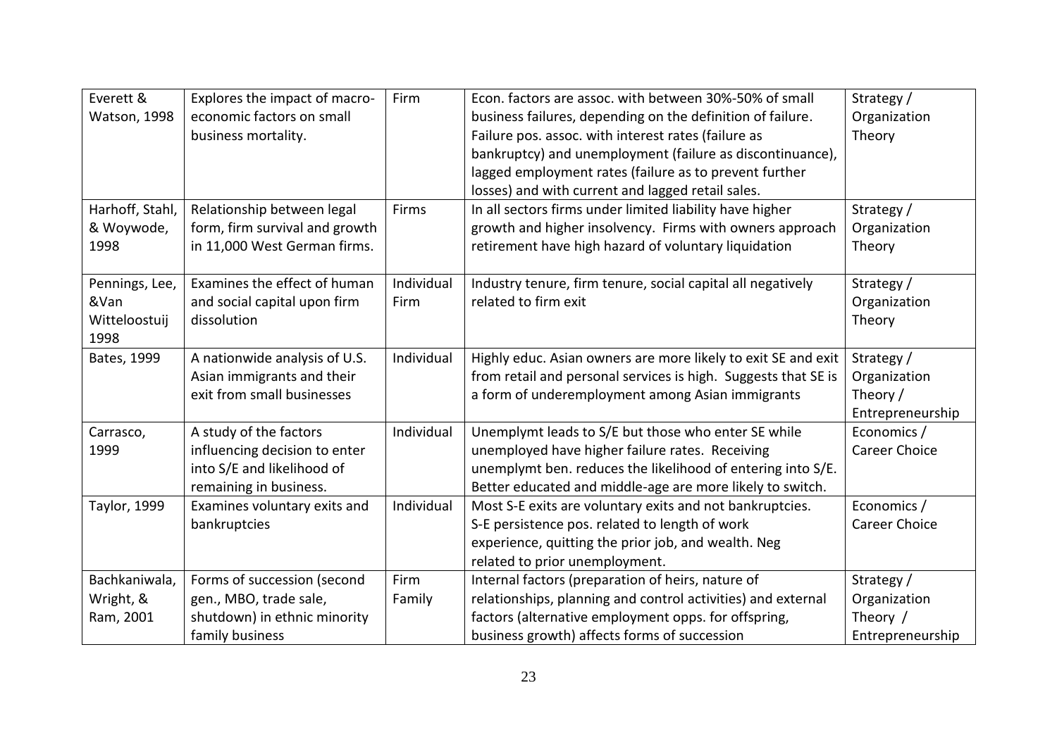| Everett & Watson, 1998 | Explores the impact of macro-economic factors on small business mortality. | Firm | Econ. factors are assoc. with between 30%-50% of small business failures, depending on the definition of failure. Failure pos. assoc. with interest rates (failure as bankruptcy) and unemployment (failure as discontinuance), lagged employment rates (failure as to prevent further losses) and with current and lagged retail sales. | Strategy / Organization Theory |
|---|---|---|---|---|
| Harhoff, Stahl, & Woywode, 1998 | Relationship between legal form, firm survival and growth in 11,000 West German firms. | Firms | In all sectors firms under limited liability have higher growth and higher insolvency. Firms with owners approach retirement have high hazard of voluntary liquidation | Strategy / Organization Theory |
| Pennings, Lee, &Van Witteloostuij 1998 | Examines the effect of human and social capital upon firm dissolution | Individual Firm | Industry tenure, firm tenure, social capital all negatively related to firm exit | Strategy / Organization Theory |
| Bates, 1999 | A nationwide analysis of U.S. Asian immigrants and their exit from small businesses | Individual | Highly educ. Asian owners are more likely to exit SE and exit from retail and personal services is high. Suggests that SE is a form of underemployment among Asian immigrants | Strategy / Organization Theory / Entrepreneurship |
| Carrasco, 1999 | A study of the factors influencing decision to enter into S/E and likelihood of remaining in business. | Individual | Unemplymt leads to S/E but those who enter SE while unemployed have higher failure rates. Receiving unemplymt ben. reduces the likelihood of entering into S/E. Better educated and middle-age are more likely to switch. | Economics / Career Choice |
| Taylor, 1999 | Examines voluntary exits and bankruptcies | Individual | Most S-E exits are voluntary exits and not bankruptcies. S-E persistence pos. related to length of work experience, quitting the prior job, and wealth. Neg related to prior unemployment. | Economics / Career Choice |
| Bachkaniwala, Wright, & Ram, 2001 | Forms of succession (second gen., MBO, trade sale, shutdown) in ethnic minority family business | Firm Family | Internal factors (preparation of heirs, nature of relationships, planning and control activities) and external factors (alternative employment opps. for offspring, business growth) affects forms of succession | Strategy / Organization Theory / Entrepreneurship |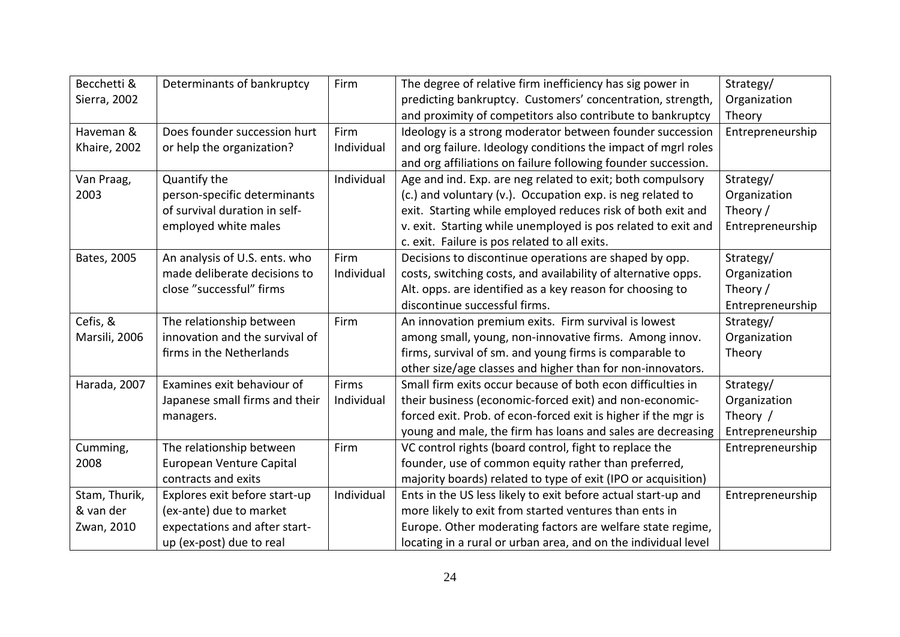| Becchetti & Sierra, 2002 | Determinants of bankruptcy | Firm | The degree of relative firm inefficiency has sig power in predicting bankruptcy. Customers' concentration, strength, and proximity of competitors also contribute to bankruptcy | Strategy/ Organization Theory |
|---|---|---|---|---|
| Haveman & Khaire, 2002 | Does founder succession hurt or help the organization? | Firm Individual | Ideology is a strong moderator between founder succession and org failure. Ideology conditions the impact of mgrl roles and org affiliations on failure following founder succession. | Entrepreneurship |
| Van Praag, 2003 | Quantify the person-specific determinants of survival duration in self-employed white males | Individual | Age and ind. Exp. are neg related to exit; both compulsory (c.) and voluntary (v.). Occupation exp. is neg related to exit. Starting while employed reduces risk of both exit and v. exit. Starting while unemployed is pos related to exit and c. exit. Failure is pos related to all exits. | Strategy/ Organization Theory / Entrepreneurship |
| Bates, 2005 | An analysis of U.S. ents. who made deliberate decisions to close "successful" firms | Firm Individual | Decisions to discontinue operations are shaped by opp. costs, switching costs, and availability of alternative opps. Alt. opps. are identified as a key reason for choosing to discontinue successful firms. | Strategy/ Organization Theory / Entrepreneurship |
| Cefis, & Marsili, 2006 | The relationship between innovation and the survival of firms in the Netherlands | Firm | An innovation premium exits. Firm survival is lowest among small, young, non-innovative firms. Among innov. firms, survival of sm. and young firms is comparable to other size/age classes and higher than for non-innovators. | Strategy/ Organization Theory |
| Harada, 2007 | Examines exit behaviour of Japanese small firms and their managers. | Firms Individual | Small firm exits occur because of both econ difficulties in their business (economic-forced exit) and non-economic-forced exit. Prob. of econ-forced exit is higher if the mgr is young and male, the firm has loans and sales are decreasing | Strategy/ Organization Theory / Entrepreneurship |
| Cumming, 2008 | The relationship between European Venture Capital contracts and exits | Firm | VC control rights (board control, fight to replace the founder, use of common equity rather than preferred, majority boards) related to type of exit (IPO or acquisition) | Entrepreneurship |
| Stam, Thurik, & van der Zwan, 2010 | Explores exit before start-up (ex-ante) due to market expectations and after start-up (ex-post) due to real | Individual | Ents in the US less likely to exit before actual start-up and more likely to exit from started ventures than ents in Europe. Other moderating factors are welfare state regime, locating in a rural or urban area, and on the individual level | Entrepreneurship |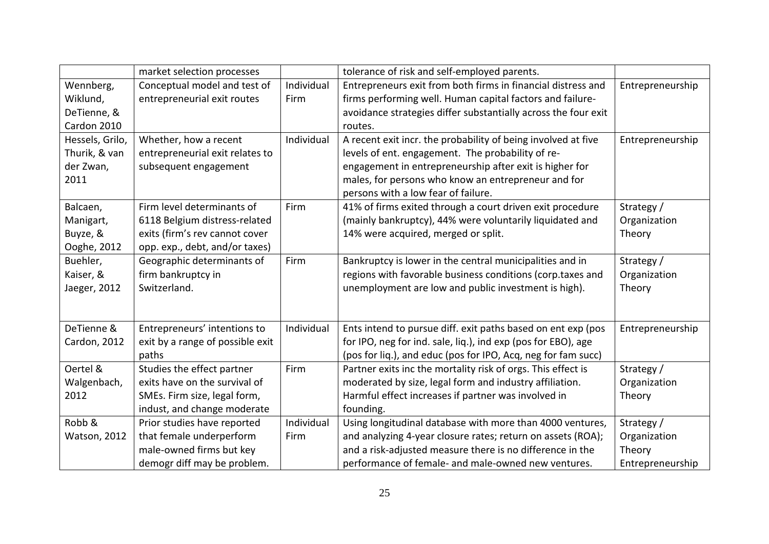| | | | | |
|---|---|---|---|---|
| | market selection processes | | tolerance of risk and self-employed parents. | |
| Wennberg, Wiklund, DeTienne, & Cardon 2010 | Conceptual model and test of entrepreneurial exit routes | Individual Firm | Entrepreneurs exit from both firms in financial distress and firms performing well. Human capital factors and failure-avoidance strategies differ substantially across the four exit routes. | Entrepreneurship |
| Hessels, Grilo, Thurik, & van der Zwan, 2011 | Whether, how a recent entrepreneurial exit relates to subsequent engagement | Individual | A recent exit incr. the probability of being involved at five levels of ent. engagement. The probability of re-engagement in entrepreneurship after exit is higher for males, for persons who know an entrepreneur and for persons with a low fear of failure. | Entrepreneurship |
| Balcaen, Manigart, Buyze, & Ooghe, 2012 | Firm level determinants of 6118 Belgium distress-related exits (firm's rev cannot cover opp. exp., debt, and/or taxes) | Firm | 41% of firms exited through a court driven exit procedure (mainly bankruptcy), 44% were voluntarily liquidated and 14% were acquired, merged or split. | Strategy / Organization Theory |
| Buehler, Kaiser, & Jaeger, 2012 | Geographic determinants of firm bankruptcy in Switzerland. | Firm | Bankruptcy is lower in the central municipalities and in regions with favorable business conditions (corp.taxes and unemployment are low and public investment is high). | Strategy / Organization Theory |
| DeTienne & Cardon, 2012 | Entrepreneurs' intentions to exit by a range of possible exit paths | Individual | Ents intend to pursue diff. exit paths based on ent exp (pos for IPO, neg for ind. sale, liq.), ind exp (pos for EBO), age (pos for liq.), and educ (pos for IPO, Acq, neg for fam succ) | Entrepreneurship |
| Oertel & Walgenbach, 2012 | Studies the effect partner exits have on the survival of SMEs. Firm size, legal form, indust, and change moderate | Firm | Partner exits inc the mortality risk of orgs. This effect is moderated by size, legal form and industry affiliation. Harmful effect increases if partner was involved in founding. | Strategy / Organization Theory |
| Robb & Watson, 2012 | Prior studies have reported that female underperform male-owned firms but key demogr diff may be problem. | Individual Firm | Using longitudinal database with more than 4000 ventures, and analyzing 4-year closure rates; return on assets (ROA); and a risk-adjusted measure there is no difference in the performance of female- and male-owned new ventures. | Strategy / Organization Theory Entrepreneurship |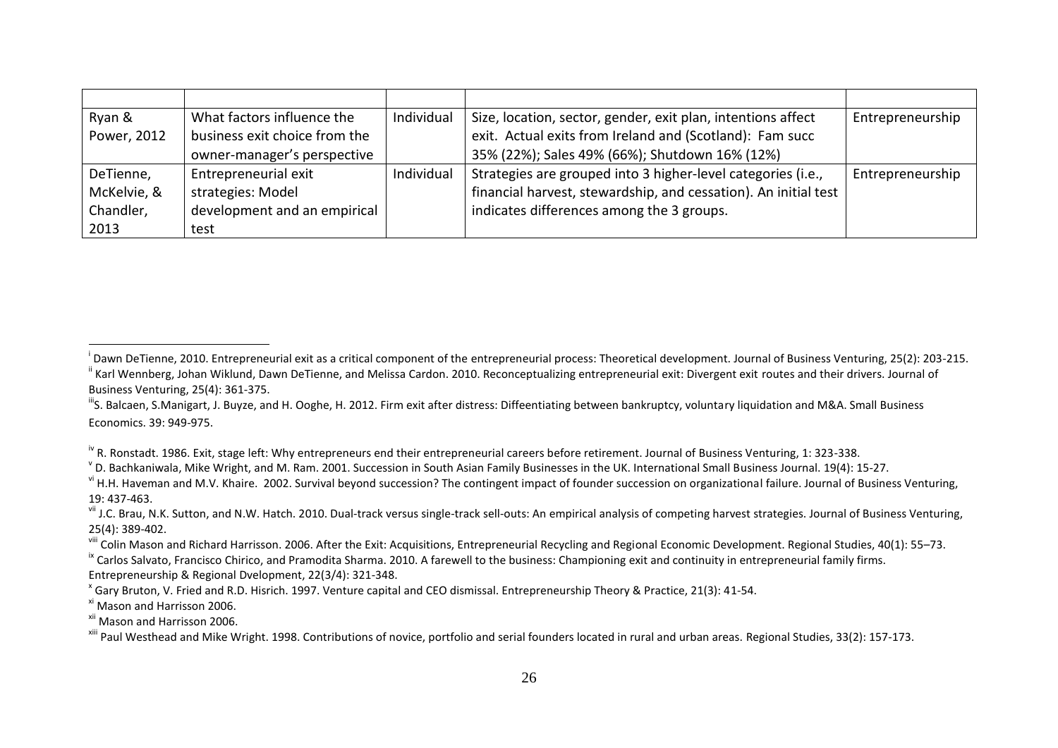| | | | | |
|---|---|---|---|---|
| Ryan & Power, 2012 | What factors influence the business exit choice from the owner-manager's perspective | Individual | Size, location, sector, gender, exit plan, intentions affect exit. Actual exits from Ireland and (Scotland): Fam succ 35% (22%); Sales 49% (66%); Shutdown 16% (12%) | Entrepreneurship |
| DeTienne, McKelvie, & Chandler, 2013 | Entrepreneurial exit strategies: Model development and an empirical test | Individual | Strategies are grouped into 3 higher-level categories (i.e., financial harvest, stewardship, and cessation). An initial test indicates differences among the 3 groups. | Entrepreneurship |

---

[i] Dawn DeTienne, 2010. Entrepreneurial exit as a critical component of the entrepreneurial process: Theoretical development. Journal of Business Venturing, 25(2): 203-215.

[ii] Karl Wennberg, Johan Wiklund, Dawn DeTienne, and Melissa Cardon. 2010. Reconceptualizing entrepreneurial exit: Divergent exit routes and their drivers. Journal of Business Venturing, 25(4): 361-375.

[iii] S. Balcaen, S.Manigart, J. Buyze, and H. Ooghe, H. 2012. Firm exit after distress: Diffeentiating between bankruptcy, voluntary liquidation and M&A. Small Business Economics. 39: 949-975.

[iv] R. Ronstadt. 1986. Exit, stage left: Why entrepreneurs end their entrepreneurial careers before retirement. Journal of Business Venturing, 1: 323-338.

[v] D. Bachkaniwala, Mike Wright, and M. Ram. 2001. Succession in South Asian Family Businesses in the UK. International Small Business Journal. 19(4): 15-27.

[vi] H.H. Haveman and M.V. Khaire. 2002. Survival beyond succession? The contingent impact of founder succession on organizational failure. Journal of Business Venturing, 19: 437-463.

[vii] J.C. Brau, N.K. Sutton, and N.W. Hatch. 2010. Dual-track versus single-track sell-outs: An empirical analysis of competing harvest strategies. Journal of Business Venturing, 25(4): 389-402.

[viii] Colin Mason and Richard Harrisson. 2006. After the Exit: Acquisitions, Entrepreneurial Recycling and Regional Economic Development. Regional Studies, 40(1): 55–73.

[ix] Carlos Salvato, Francisco Chirico, and Pramodita Sharma. 2010. A farewell to the business: Championing exit and continuity in entrepreneurial family firms. Entrepreneurship & Regional Dvelopment, 22(3/4): 321-348.

[x] Gary Bruton, V. Fried and R.D. Hisrich. 1997. Venture capital and CEO dismissal. Entrepreneurship Theory & Practice, 21(3): 41-54.

[xi] Mason and Harrisson 2006.

[xii] Mason and Harrisson 2006.

[xiii] Paul Westhead and Mike Wright. 1998. Contributions of novice, portfolio and serial founders located in rural and urban areas. Regional Studies, 33(2): 157-173.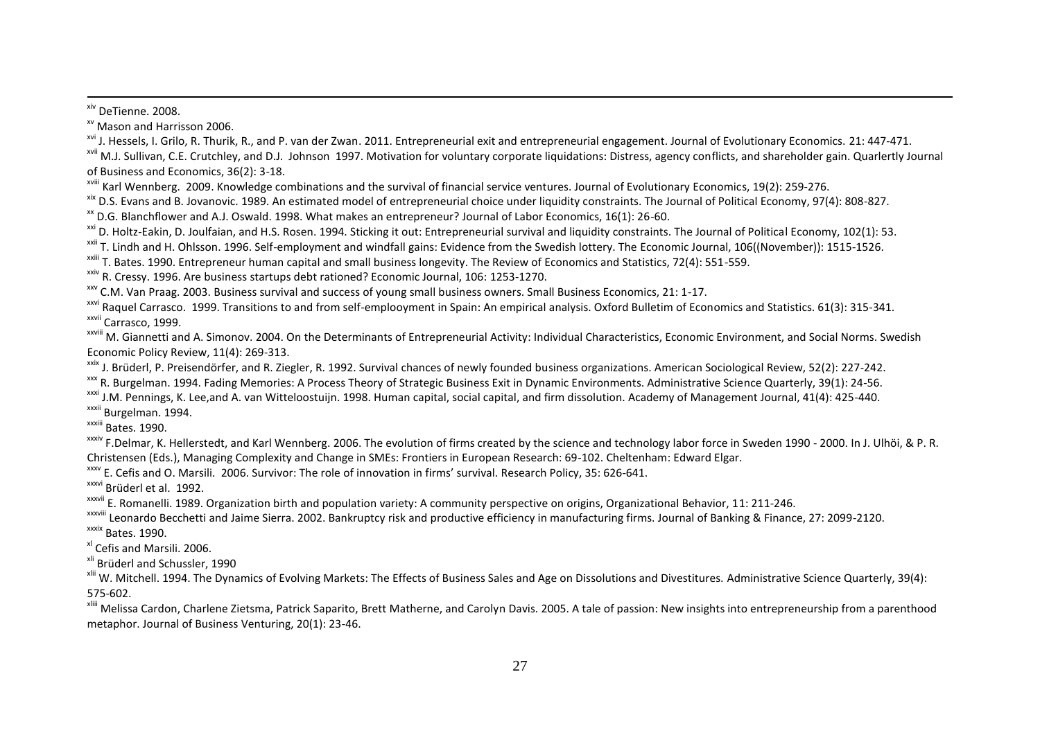[xiv] DeTienne. 2008.

[xv] Mason and Harrisson 2006.

[xvi] J. Hessels, I. Grilo, R. Thurik, R., and P. van der Zwan. 2011. Entrepreneurial exit and entrepreneurial engagement. Journal of Evolutionary Economics. 21: 447-471.

[xvii] M.J. Sullivan, C.E. Crutchley, and D.J. Johnson 1997. Motivation for voluntary corporate liquidations: Distress, agency conflicts, and shareholder gain. Quarlertly Journal of Business and Economics, 36(2): 3-18.

[xviii] Karl Wennberg. 2009. Knowledge combinations and the survival of financial service ventures. Journal of Evolutionary Economics, 19(2): 259-276.

[xix] D.S. Evans and B. Jovanovic. 1989. An estimated model of entrepreneurial choice under liquidity constraints. The Journal of Political Economy, 97(4): 808-827.

[xx] D.G. Blanchflower and A.J. Oswald. 1998. What makes an entrepreneur? Journal of Labor Economics, 16(1): 26-60.

[xxi] D. Holtz-Eakin, D. Joulfaian, and H.S. Rosen. 1994. Sticking it out: Entrepreneurial survival and liquidity constraints. The Journal of Political Economy, 102(1): 53.

[xxii] T. Lindh and H. Ohlsson. 1996. Self-employment and windfall gains: Evidence from the Swedish lottery. The Economic Journal, 106((November)): 1515-1526.

[xxiii] T. Bates. 1990. Entrepreneur human capital and small business longevity. The Review of Economics and Statistics, 72(4): 551-559.

[xxiv] R. Cressy. 1996. Are business startups debt rationed? Economic Journal, 106: 1253-1270.

[xxv] C.M. Van Praag. 2003. Business survival and success of young small business owners. Small Business Economics, 21: 1-17.

[xxvi] Raquel Carrasco. 1999. Transitions to and from self-emplooyment in Spain: An empirical analysis. Oxford Bulletim of Economics and Statistics. 61(3): 315-341.

[xxvii] Carrasco, 1999.

[xxviii] M. Giannetti and A. Simonov. 2004. On the Determinants of Entrepreneurial Activity: Individual Characteristics, Economic Environment, and Social Norms. Swedish Economic Policy Review, 11(4): 269-313.

[xxix] J. Brüderl, P. Preisendörfer, and R. Ziegler, R. 1992. Survival chances of newly founded business organizations. American Sociological Review, 52(2): 227-242.

[xxx] R. Burgelman. 1994. Fading Memories: A Process Theory of Strategic Business Exit in Dynamic Environments. Administrative Science Quarterly, 39(1): 24-56.

[xxxi] J.M. Pennings, K. Lee,and A. van Witteloostuijn. 1998. Human capital, social capital, and firm dissolution. Academy of Management Journal, 41(4): 425-440.

[xxxii] Burgelman. 1994.

[xxxiii] Bates. 1990.

[xxxiv] F.Delmar, K. Hellerstedt, and Karl Wennberg. 2006. The evolution of firms created by the science and technology labor force in Sweden 1990 - 2000. In J. Ulhöi, & P. R. Christensen (Eds.), Managing Complexity and Change in SMEs: Frontiers in European Research: 69-102. Cheltenham: Edward Elgar.

[xxxv] E. Cefis and O. Marsili. 2006. Survivor: The role of innovation in firms' survival. Research Policy, 35: 626-641.

[xxxvi] Brüderl et al. 1992.

[xxxvii] E. Romanelli. 1989. Organization birth and population variety: A community perspective on origins, Organizational Behavior, 11: 211-246.

[xxxviii] Leonardo Becchetti and Jaime Sierra. 2002. Bankruptcy risk and productive efficiency in manufacturing firms. Journal of Banking & Finance, 27: 2099-2120.

[xxxix] Bates. 1990.

[xl] Cefis and Marsili. 2006.

[xli] Brüderl and Schussler, 1990

[xlii] W. Mitchell. 1994. The Dynamics of Evolving Markets: The Effects of Business Sales and Age on Dissolutions and Divestitures. Administrative Science Quarterly, 39(4): 575-602.

[xliii] Melissa Cardon, Charlene Zietsma, Patrick Saparito, Brett Matherne, and Carolyn Davis. 2005. A tale of passion: New insights into entrepreneurship from a parenthood metaphor. Journal of Business Venturing, 20(1): 23-46.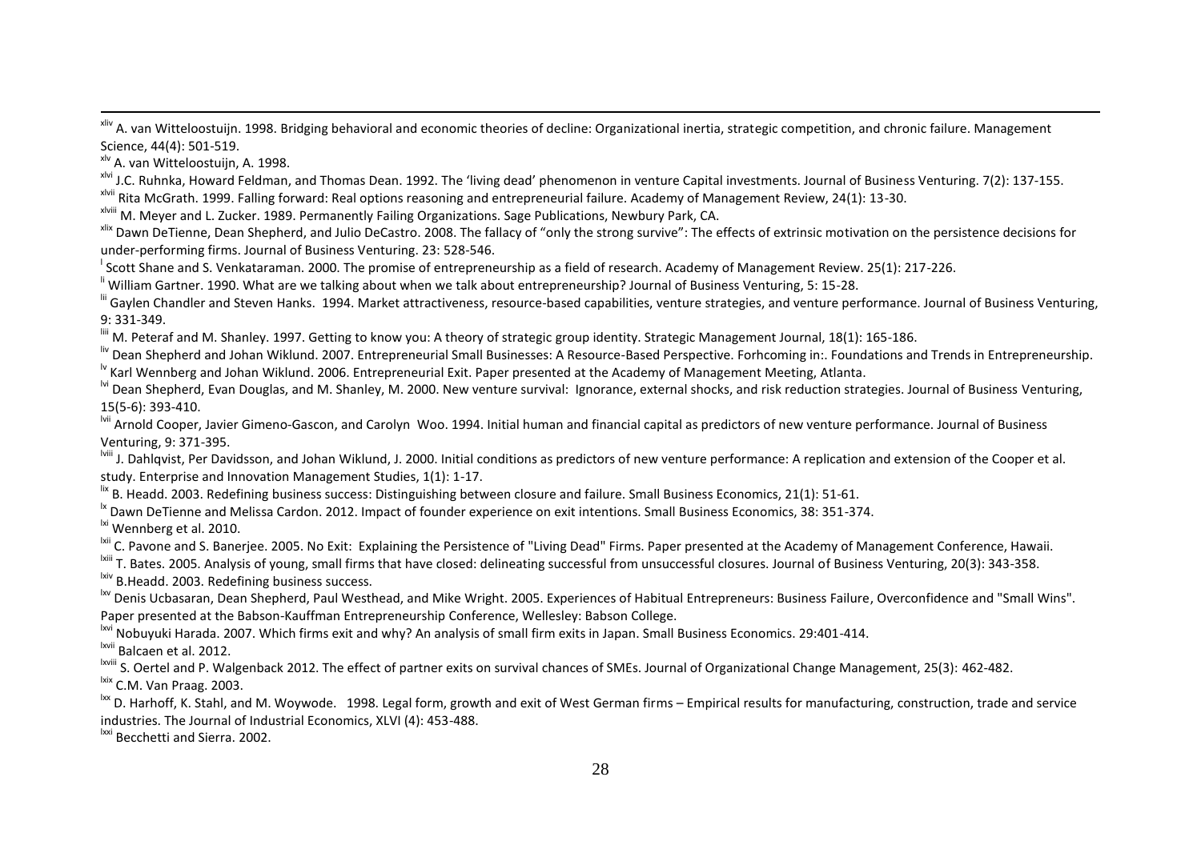[xliv] A. van Witteloostuijn. 1998. Bridging behavioral and economic theories of decline: Organizational inertia, strategic competition, and chronic failure. Management Science, 44(4): 501-519.

[xlv] A. van Witteloostuijn, A. 1998.

[xlvi] J.C. Ruhnka, Howard Feldman, and Thomas Dean. 1992. The 'living dead' phenomenon in venture Capital investments. Journal of Business Venturing. 7(2): 137-155.

[xlvii] Rita McGrath. 1999. Falling forward: Real options reasoning and entrepreneurial failure. Academy of Management Review, 24(1): 13-30.

[xlviii] M. Meyer and L. Zucker. 1989. Permanently Failing Organizations. Sage Publications, Newbury Park, CA.

[xlix] Dawn DeTienne, Dean Shepherd, and Julio DeCastro. 2008. The fallacy of "only the strong survive": The effects of extrinsic motivation on the persistence decisions for under-performing firms. Journal of Business Venturing. 23: 528-546.

[l] Scott Shane and S. Venkataraman. 2000. The promise of entrepreneurship as a field of research. Academy of Management Review. 25(1): 217-226.

[li] William Gartner. 1990. What are we talking about when we talk about entrepreneurship? Journal of Business Venturing, 5: 15-28.

[lii] Gaylen Chandler and Steven Hanks. 1994. Market attractiveness, resource-based capabilities, venture strategies, and venture performance. Journal of Business Venturing, 9: 331-349.

[liii] M. Peteraf and M. Shanley. 1997. Getting to know you: A theory of strategic group identity. Strategic Management Journal, 18(1): 165-186.

[liv] Dean Shepherd and Johan Wiklund. 2007. Entrepreneurial Small Businesses: A Resource-Based Perspective. Forhcoming in:. Foundations and Trends in Entrepreneurship.

[lv] Karl Wennberg and Johan Wiklund. 2006. Entrepreneurial Exit. Paper presented at the Academy of Management Meeting, Atlanta.

[lvi] Dean Shepherd, Evan Douglas, and M. Shanley, M. 2000. New venture survival: Ignorance, external shocks, and risk reduction strategies. Journal of Business Venturing, 15(5-6): 393-410.

[lvii] Arnold Cooper, Javier Gimeno-Gascon, and Carolyn Woo. 1994. Initial human and financial capital as predictors of new venture performance. Journal of Business Venturing, 9: 371-395.

[lviii] J. Dahlqvist, Per Davidsson, and Johan Wiklund, J. 2000. Initial conditions as predictors of new venture performance: A replication and extension of the Cooper et al. study. Enterprise and Innovation Management Studies, 1(1): 1-17.

[lix] B. Headd. 2003. Redefining business success: Distinguishing between closure and failure. Small Business Economics, 21(1): 51-61.

[lx] Dawn DeTienne and Melissa Cardon. 2012. Impact of founder experience on exit intentions. Small Business Economics, 38: 351-374.

[lxi] Wennberg et al. 2010.

[lxii] C. Pavone and S. Banerjee. 2005. No Exit: Explaining the Persistence of "Living Dead" Firms. Paper presented at the Academy of Management Conference, Hawaii.

[lxiii] T. Bates. 2005. Analysis of young, small firms that have closed: delineating successful from unsuccessful closures. Journal of Business Venturing, 20(3): 343-358.

[lxiv] B.Headd. 2003. Redefining business success.

[lxv] Denis Ucbasaran, Dean Shepherd, Paul Westhead, and Mike Wright. 2005. Experiences of Habitual Entrepreneurs: Business Failure, Overconfidence and "Small Wins". Paper presented at the Babson-Kauffman Entrepreneurship Conference, Wellesley: Babson College.

[lxvi] Nobuyuki Harada. 2007. Which firms exit and why? An analysis of small firm exits in Japan. Small Business Economics. 29:401-414.

[lxvii] Balcaen et al. 2012.

[lxviii] S. Oertel and P. Walgenback 2012. The effect of partner exits on survival chances of SMEs. Journal of Organizational Change Management, 25(3): 462-482.

[lxix] C.M. Van Praag. 2003.

[lxx] D. Harhoff, K. Stahl, and M. Woywode. 1998. Legal form, growth and exit of West German firms – Empirical results for manufacturing, construction, trade and service industries. The Journal of Industrial Economics, XLVI (4): 453-488.

[lxxi] Becchetti and Sierra. 2002.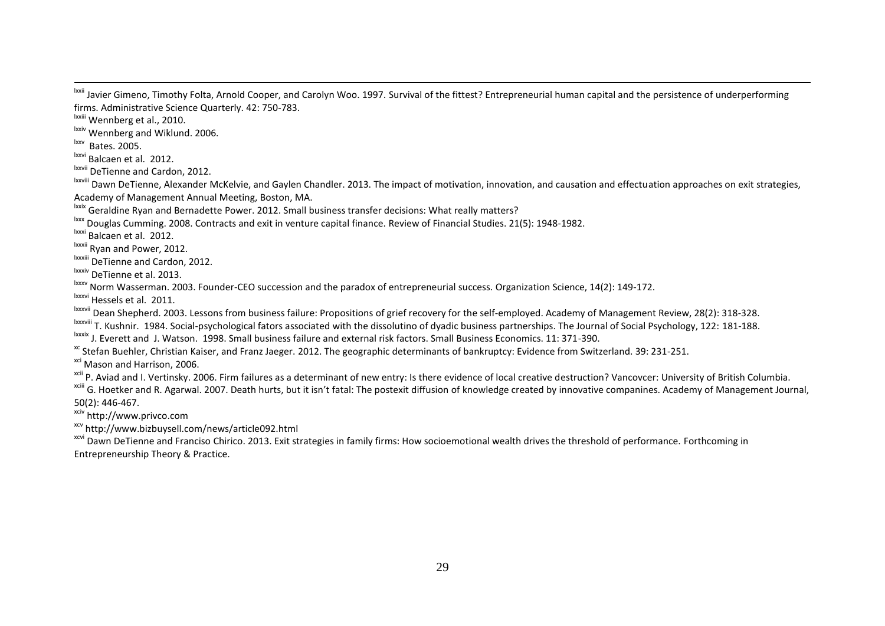[lxxii] Javier Gimeno, Timothy Folta, Arnold Cooper, and Carolyn Woo. 1997. Survival of the fittest? Entrepreneurial human capital and the persistence of underperforming firms. Administrative Science Quarterly. 42: 750-783.

[lxxiii] Wennberg et al., 2010.

[lxxiv] Wennberg and Wiklund. 2006.

[lxxv] Bates. 2005.

[lxxvi] Balcaen et al. 2012.

[lxxvii] DeTienne and Cardon, 2012.

[lxxviii] Dawn DeTienne, Alexander McKelvie, and Gaylen Chandler. 2013. The impact of motivation, innovation, and causation and effectuation approaches on exit strategies, Academy of Management Annual Meeting, Boston, MA.

[lxxix] Geraldine Ryan and Bernadette Power. 2012. Small business transfer decisions: What really matters?

[lxxx] Douglas Cumming. 2008. Contracts and exit in venture capital finance. Review of Financial Studies. 21(5): 1948-1982.

[lxxxi] Balcaen et al. 2012.

[lxxxii] Ryan and Power, 2012.

[lxxxiii] DeTienne and Cardon, 2012.

[lxxxiv] DeTienne et al. 2013.

[lxxxv] Norm Wasserman. 2003. Founder-CEO succession and the paradox of entrepreneurial success. Organization Science, 14(2): 149-172.

[lxxxvi] Hessels et al. 2011.

[lxxxvii] Dean Shepherd. 2003. Lessons from business failure: Propositions of grief recovery for the self-employed. Academy of Management Review, 28(2): 318-328.

[lxxxviii] T. Kushnir. 1984. Social-psychological fators associated with the dissolutino of dyadic business partnerships. The Journal of Social Psychology, 122: 181-188.

[lxxxix] J. Everett and J. Watson. 1998. Small business failure and external risk factors. Small Business Economics. 11: 371-390.

[xc] Stefan Buehler, Christian Kaiser, and Franz Jaeger. 2012. The geographic determinants of bankruptcy: Evidence from Switzerland. 39: 231-251.

[xci] Mason and Harrison, 2006.

[xcii] P. Aviad and I. Vertinsky. 2006. Firm failures as a determinant of new entry: Is there evidence of local creative destruction? Vancovcer: University of British Columbia.

[xciii] G. Hoetker and R. Agarwal. 2007. Death hurts, but it isn't fatal: The postexit diffusion of knowledge created by innovative companines. Academy of Management Journal, 50(2): 446-467.

[xciv] http://www.privco.com

[xcv] http://www.bizbuysell.com/news/article092.html

[xcvi] Dawn DeTienne and Franciso Chirico. 2013. Exit strategies in family firms: How socioemotional wealth drives the threshold of performance. Forthcoming in Entrepreneurship Theory & Practice.